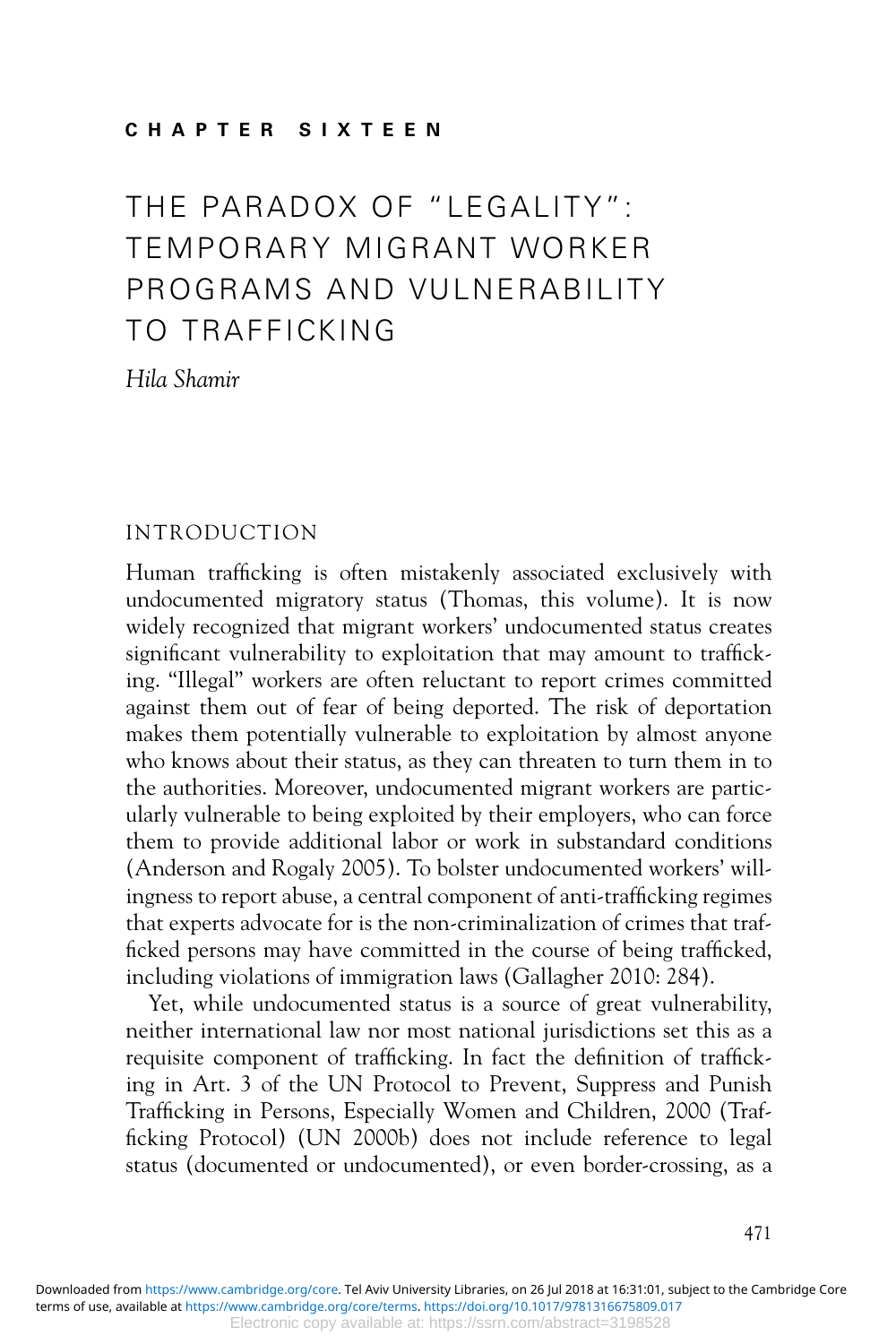# CHAPTER SIXTEEN

# THE PARADOX OF "LEGALITY": TEMPORARY MIGRANT WORKER PROGRAMS AND VULNERABILITY TO TRAFFICKING

*Hila Shamir*

## INTRODUCTION

Human trafficking is often mistakenly associated exclusively with undocumented migratory status (Thomas, this volume). It is now widely recognized that migrant workers' undocumented status creates significant vulnerability to exploitation that may amount to trafficking. "Illegal" workers are often reluctant to report crimes committed against them out of fear of being deported. The risk of deportation makes them potentially vulnerable to exploitation by almost anyone who knows about their status, as they can threaten to turn them in to the authorities. Moreover, undocumented migrant workers are particularly vulnerable to being exploited by their employers, who can force them to provide additional labor or work in substandard conditions (Anderson and Rogaly 2005). To bolster undocumented workers' willingness to report abuse, a central component of anti-trafficking regimes that experts advocate for is the non-criminalization of crimes that trafficked persons may have committed in the course of being trafficked, including violations of immigration laws (Gallagher 2010: 284).

Yet, while undocumented status is a source of great vulnerability, neither international law nor most national jurisdictions set this as a requisite component of trafficking. In fact the definition of trafficking in Art. 3 of the UN Protocol to Prevent, Suppress and Punish Trafficking in Persons, Especially Women and Children, 2000 (Trafficking Protocol) (UN 2000b) does not include reference to legal status (documented or undocumented), or even border-crossing, as a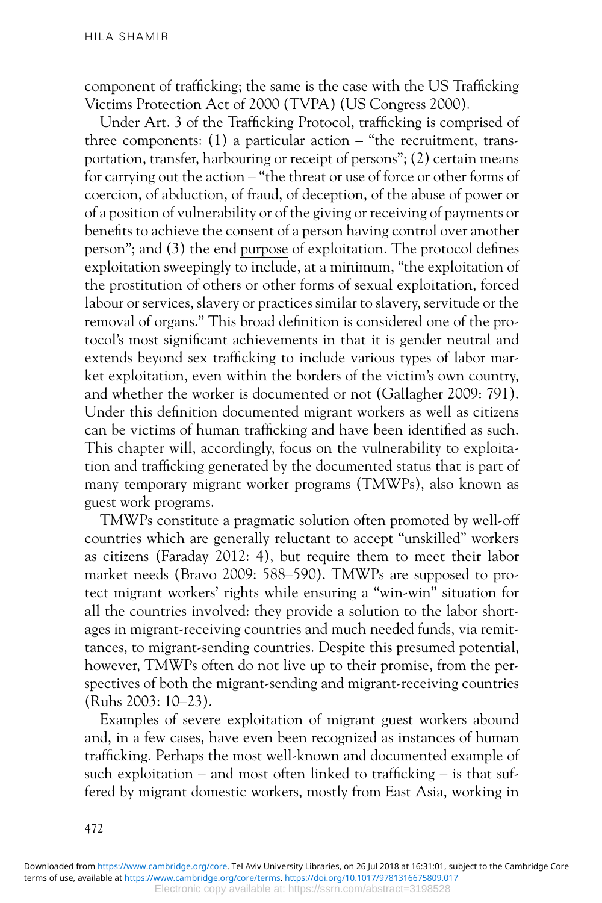component of trafficking; the same is the case with the US Trafficking Victims Protection Act of 2000 (TVPA) (US Congress 2000).

Under Art. 3 of the Trafficking Protocol, trafficking is comprised of three components: (1) a particular action – "the recruitment, transportation, transfer, harbouring or receipt of persons"; (2) certain means for carrying out the action – "the threat or use of force or other forms of coercion, of abduction, of fraud, of deception, of the abuse of power or of a position of vulnerability or of the giving or receiving of payments or benefits to achieve the consent of a person having control over another person"; and (3) the end purpose of exploitation. The protocol defines exploitation sweepingly to include, at a minimum, "the exploitation of the prostitution of others or other forms of sexual exploitation, forced labour or services, slavery or practices similar to slavery, servitude or the removal of organs." This broad definition is considered one of the protocol's most significant achievements in that it is gender neutral and extends beyond sex trafficking to include various types of labor market exploitation, even within the borders of the victim's own country, and whether the worker is documented or not (Gallagher 2009: 791). Under this definition documented migrant workers as well as citizens can be victims of human trafficking and have been identified as such. This chapter will, accordingly, focus on the vulnerability to exploitation and trafficking generated by the documented status that is part of many temporary migrant worker programs (TMWPs), also known as guest work programs.

TMWPs constitute a pragmatic solution often promoted by well-off countries which are generally reluctant to accept "unskilled" workers as citizens (Faraday 2012: 4), but require them to meet their labor market needs (Bravo 2009: 588–590). TMWPs are supposed to protect migrant workers' rights while ensuring a "win-win" situation for all the countries involved: they provide a solution to the labor shortages in migrant-receiving countries and much needed funds, via remittances, to migrant-sending countries. Despite this presumed potential, however, TMWPs often do not live up to their promise, from the perspectives of both the migrant-sending and migrant-receiving countries (Ruhs 2003: 10–23).

Examples of severe exploitation of migrant guest workers abound and, in a few cases, have even been recognized as instances of human trafficking. Perhaps the most well-known and documented example of such exploitation – and most often linked to trafficking – is that suffered by migrant domestic workers, mostly from East Asia, working in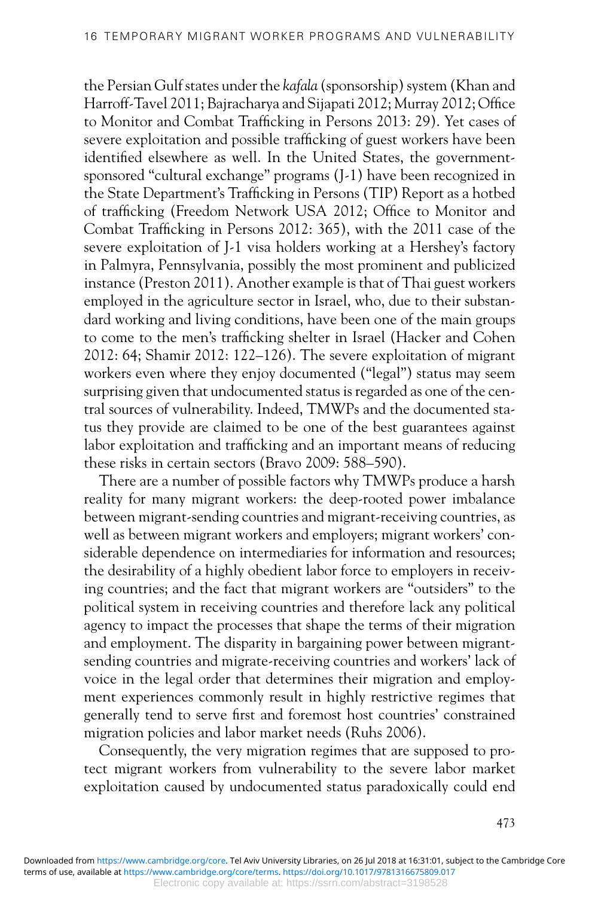the Persian Gulf states under the *kafala* (sponsorship) system (Khan and Harroff-Tavel 2011; Bajracharya and Sijapati 2012; Murray 2012; Office to Monitor and Combat Trafficking in Persons 2013: 29). Yet cases of severe exploitation and possible trafficking of guest workers have been identified elsewhere as well. In the United States, the government-sponsored "cultural exchange" programs (J-1) have been recognized in the State Department's Trafficking in Persons (TIP) Report as a hotbed of trafficking (Freedom Network USA 2012; Office to Monitor and Combat Trafficking in Persons 2012: 365), with the 2011 case of the severe exploitation of J-1 visa holders working at a Hershey's factory in Palmyra, Pennsylvania, possibly the most prominent and publicized instance (Preston 2011). Another example is that of Thai guest workers employed in the agriculture sector in Israel, who, due to their substandard working and living conditions, have been one of the main groups to come to the men's trafficking shelter in Israel (Hacker and Cohen 2012: 64; Shamir 2012: 122–126). The severe exploitation of migrant workers even where they enjoy documented ("legal") status may seem surprising given that undocumented status is regarded as one of the central sources of vulnerability. Indeed, TMWPs and the documented status they provide are claimed to be one of the best guarantees against labor exploitation and trafficking and an important means of reducing these risks in certain sectors (Bravo 2009: 588–590).

There are a number of possible factors why TMWPs produce a harsh reality for many migrant workers: the deep-rooted power imbalance between migrant-sending countries and migrant-receiving countries, as well as between migrant workers and employers; migrant workers' considerable dependence on intermediaries for information and resources; the desirability of a highly obedient labor force to employers in receiving countries; and the fact that migrant workers are "outsiders" to the political system in receiving countries and therefore lack any political agency to impact the processes that shape the terms of their migration and employment. The disparity in bargaining power between migrant-sending countries and migrate-receiving countries and workers' lack of voice in the legal order that determines their migration and employment experiences commonly result in highly restrictive regimes that generally tend to serve first and foremost host countries' constrained migration policies and labor market needs (Ruhs 2006).

Consequently, the very migration regimes that are supposed to protect migrant workers from vulnerability to the severe labor market exploitation caused by undocumented status paradoxically could end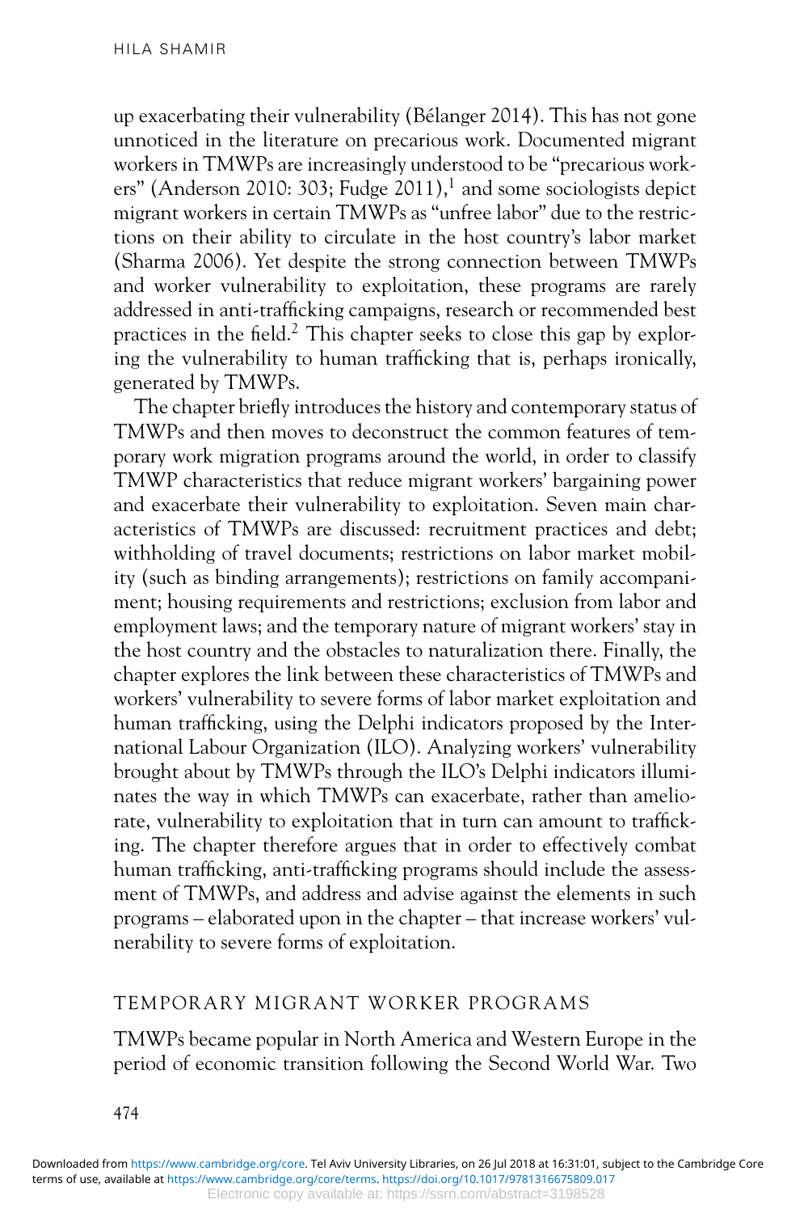up exacerbating their vulnerability (Bélanger 2014). This has not gone unnoticed in the literature on precarious work. Documented migrant workers in TMWPs are increasingly understood to be "precarious workers" (Anderson 2010: 303; Fudge 2011),[1] and some sociologists depict migrant workers in certain TMWPs as "unfree labor" due to the restrictions on their ability to circulate in the host country's labor market (Sharma 2006). Yet despite the strong connection between TMWPs and worker vulnerability to exploitation, these programs are rarely addressed in anti-trafficking campaigns, research or recommended best practices in the field.[2] This chapter seeks to close this gap by exploring the vulnerability to human trafficking that is, perhaps ironically, generated by TMWPs.

The chapter briefly introduces the history and contemporary status of TMWPs and then moves to deconstruct the common features of temporary work migration programs around the world, in order to classify TMWP characteristics that reduce migrant workers' bargaining power and exacerbate their vulnerability to exploitation. Seven main characteristics of TMWPs are discussed: recruitment practices and debt; withholding of travel documents; restrictions on labor market mobility (such as binding arrangements); restrictions on family accompaniment; housing requirements and restrictions; exclusion from labor and employment laws; and the temporary nature of migrant workers' stay in the host country and the obstacles to naturalization there. Finally, the chapter explores the link between these characteristics of TMWPs and workers' vulnerability to severe forms of labor market exploitation and human trafficking, using the Delphi indicators proposed by the International Labour Organization (ILO). Analyzing workers' vulnerability brought about by TMWPs through the ILO's Delphi indicators illuminates the way in which TMWPs can exacerbate, rather than ameliorate, vulnerability to exploitation that in turn can amount to trafficking. The chapter therefore argues that in order to effectively combat human trafficking, anti-trafficking programs should include the assessment of TMWPs, and address and advise against the elements in such programs – elaborated upon in the chapter – that increase workers' vulnerability to severe forms of exploitation.

## TEMPORARY MIGRANT WORKER PROGRAMS

TMWPs became popular in North America and Western Europe in the period of economic transition following the Second World War. Two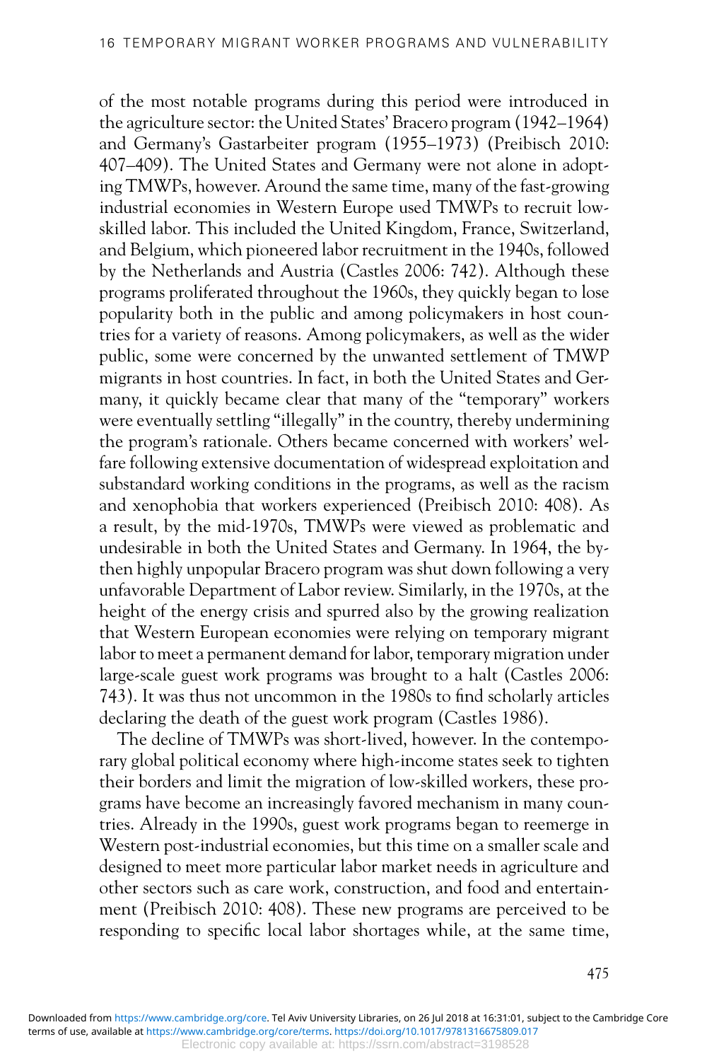of the most notable programs during this period were introduced in the agriculture sector: the United States' Bracero program (1942–1964) and Germany's Gastarbeiter program (1955–1973) (Preibisch 2010: 407–409). The United States and Germany were not alone in adopting TMWPs, however. Around the same time, many of the fast-growing industrial economies in Western Europe used TMWPs to recruit low-skilled labor. This included the United Kingdom, France, Switzerland, and Belgium, which pioneered labor recruitment in the 1940s, followed by the Netherlands and Austria (Castles 2006: 742). Although these programs proliferated throughout the 1960s, they quickly began to lose popularity both in the public and among policymakers in host countries for a variety of reasons. Among policymakers, as well as the wider public, some were concerned by the unwanted settlement of TMWP migrants in host countries. In fact, in both the United States and Germany, it quickly became clear that many of the "temporary" workers were eventually settling "illegally" in the country, thereby undermining the program's rationale. Others became concerned with workers' welfare following extensive documentation of widespread exploitation and substandard working conditions in the programs, as well as the racism and xenophobia that workers experienced (Preibisch 2010: 408). As a result, by the mid-1970s, TMWPs were viewed as problematic and undesirable in both the United States and Germany. In 1964, the by-then highly unpopular Bracero program was shut down following a very unfavorable Department of Labor review. Similarly, in the 1970s, at the height of the energy crisis and spurred also by the growing realization that Western European economies were relying on temporary migrant labor to meet a permanent demand for labor, temporary migration under large-scale guest work programs was brought to a halt (Castles 2006: 743). It was thus not uncommon in the 1980s to find scholarly articles declaring the death of the guest work program (Castles 1986).

The decline of TMWPs was short-lived, however. In the contemporary global political economy where high-income states seek to tighten their borders and limit the migration of low-skilled workers, these programs have become an increasingly favored mechanism in many countries. Already in the 1990s, guest work programs began to reemerge in Western post-industrial economies, but this time on a smaller scale and designed to meet more particular labor market needs in agriculture and other sectors such as care work, construction, and food and entertainment (Preibisch 2010: 408). These new programs are perceived to be responding to specific local labor shortages while, at the same time,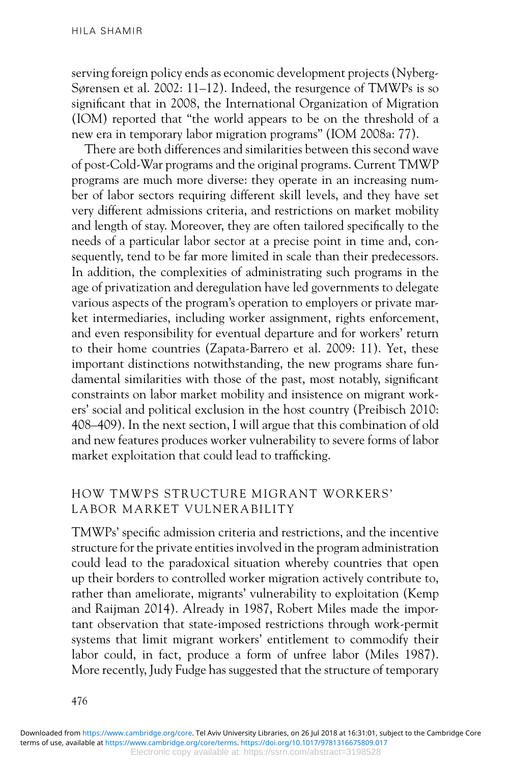serving foreign policy ends as economic development projects (Nyberg-Sørensen et al. 2002: 11–12). Indeed, the resurgence of TMWPs is so significant that in 2008, the International Organization of Migration (IOM) reported that "the world appears to be on the threshold of a new era in temporary labor migration programs" (IOM 2008a: 77).

There are both differences and similarities between this second wave of post-Cold-War programs and the original programs. Current TMWP programs are much more diverse: they operate in an increasing number of labor sectors requiring different skill levels, and they have set very different admissions criteria, and restrictions on market mobility and length of stay. Moreover, they are often tailored specifically to the needs of a particular labor sector at a precise point in time and, consequently, tend to be far more limited in scale than their predecessors. In addition, the complexities of administrating such programs in the age of privatization and deregulation have led governments to delegate various aspects of the program's operation to employers or private market intermediaries, including worker assignment, rights enforcement, and even responsibility for eventual departure and for workers' return to their home countries (Zapata-Barrero et al. 2009: 11). Yet, these important distinctions notwithstanding, the new programs share fundamental similarities with those of the past, most notably, significant constraints on labor market mobility and insistence on migrant workers' social and political exclusion in the host country (Preibisch 2010: 408–409). In the next section, I will argue that this combination of old and new features produces worker vulnerability to severe forms of labor market exploitation that could lead to trafficking.

## HOW TMWPS STRUCTURE MIGRANT WORKERS' LABOR MARKET VULNERABILITY

TMWPs' specific admission criteria and restrictions, and the incentive structure for the private entities involved in the program administration could lead to the paradoxical situation whereby countries that open up their borders to controlled worker migration actively contribute to, rather than ameliorate, migrants' vulnerability to exploitation (Kemp and Raijman 2014). Already in 1987, Robert Miles made the important observation that state-imposed restrictions through work-permit systems that limit migrant workers' entitlement to commodify their labor could, in fact, produce a form of unfree labor (Miles 1987). More recently, Judy Fudge has suggested that the structure of temporary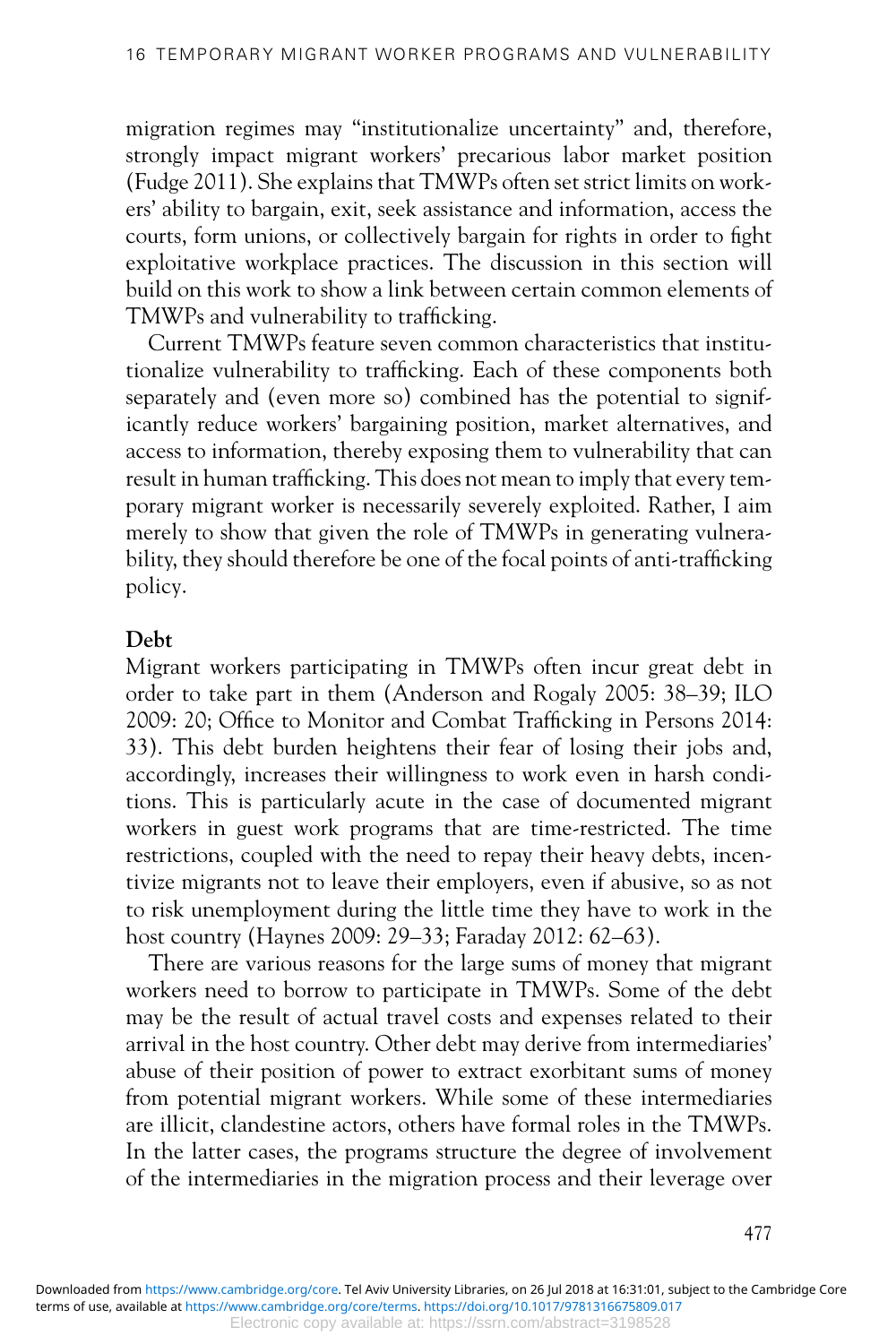migration regimes may "institutionalize uncertainty" and, therefore, strongly impact migrant workers' precarious labor market position (Fudge 2011). She explains that TMWPs often set strict limits on workers' ability to bargain, exit, seek assistance and information, access the courts, form unions, or collectively bargain for rights in order to fight exploitative workplace practices. The discussion in this section will build on this work to show a link between certain common elements of TMWPs and vulnerability to trafficking.

Current TMWPs feature seven common characteristics that institutionalize vulnerability to trafficking. Each of these components both separately and (even more so) combined has the potential to significantly reduce workers' bargaining position, market alternatives, and access to information, thereby exposing them to vulnerability that can result in human trafficking. This does not mean to imply that every temporary migrant worker is necessarily severely exploited. Rather, I aim merely to show that given the role of TMWPs in generating vulnerability, they should therefore be one of the focal points of anti-trafficking policy.

**Debt**

Migrant workers participating in TMWPs often incur great debt in order to take part in them (Anderson and Rogaly 2005: 38–39; ILO 2009: 20; Office to Monitor and Combat Trafficking in Persons 2014: 33). This debt burden heightens their fear of losing their jobs and, accordingly, increases their willingness to work even in harsh conditions. This is particularly acute in the case of documented migrant workers in guest work programs that are time-restricted. The time restrictions, coupled with the need to repay their heavy debts, incentivize migrants not to leave their employers, even if abusive, so as not to risk unemployment during the little time they have to work in the host country (Haynes 2009: 29–33; Faraday 2012: 62–63).

There are various reasons for the large sums of money that migrant workers need to borrow to participate in TMWPs. Some of the debt may be the result of actual travel costs and expenses related to their arrival in the host country. Other debt may derive from intermediaries' abuse of their position of power to extract exorbitant sums of money from potential migrant workers. While some of these intermediaries are illicit, clandestine actors, others have formal roles in the TMWPs. In the latter cases, the programs structure the degree of involvement of the intermediaries in the migration process and their leverage over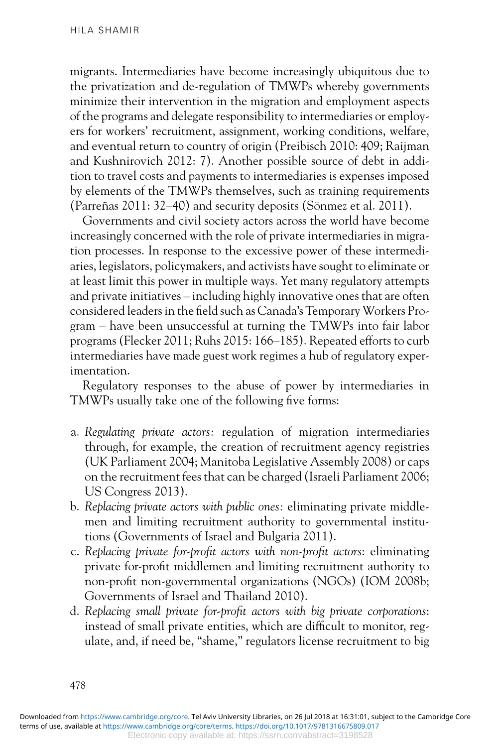migrants. Intermediaries have become increasingly ubiquitous due to the privatization and de-regulation of TMWPs whereby governments minimize their intervention in the migration and employment aspects of the programs and delegate responsibility to intermediaries or employers for workers' recruitment, assignment, working conditions, welfare, and eventual return to country of origin (Preibisch 2010: 409; Raijman and Kushnirovich 2012: 7). Another possible source of debt in addition to travel costs and payments to intermediaries is expenses imposed by elements of the TMWPs themselves, such as training requirements (Parreñas 2011: 32–40) and security deposits (Sönmez et al. 2011).

Governments and civil society actors across the world have become increasingly concerned with the role of private intermediaries in migration processes. In response to the excessive power of these intermediaries, legislators, policymakers, and activists have sought to eliminate or at least limit this power in multiple ways. Yet many regulatory attempts and private initiatives – including highly innovative ones that are often considered leaders in the field such as Canada's Temporary Workers Program – have been unsuccessful at turning the TMWPs into fair labor programs (Flecker 2011; Ruhs 2015: 166–185). Repeated efforts to curb intermediaries have made guest work regimes a hub of regulatory experimentation.

Regulatory responses to the abuse of power by intermediaries in TMWPs usually take one of the following five forms:

a. *Regulating private actors:* regulation of migration intermediaries through, for example, the creation of recruitment agency registries (UK Parliament 2004; Manitoba Legislative Assembly 2008) or caps on the recruitment fees that can be charged (Israeli Parliament 2006; US Congress 2013).
b. *Replacing private actors with public ones:* eliminating private middlemen and limiting recruitment authority to governmental institutions (Governments of Israel and Bulgaria 2011).
c. *Replacing private for-profit actors with non-profit actors*: eliminating private for-profit middlemen and limiting recruitment authority to non-profit non-governmental organizations (NGOs) (IOM 2008b; Governments of Israel and Thailand 2010).
d. *Replacing small private for-profit actors with big private corporations*: instead of small private entities, which are difficult to monitor, regulate, and, if need be, "shame," regulators license recruitment to big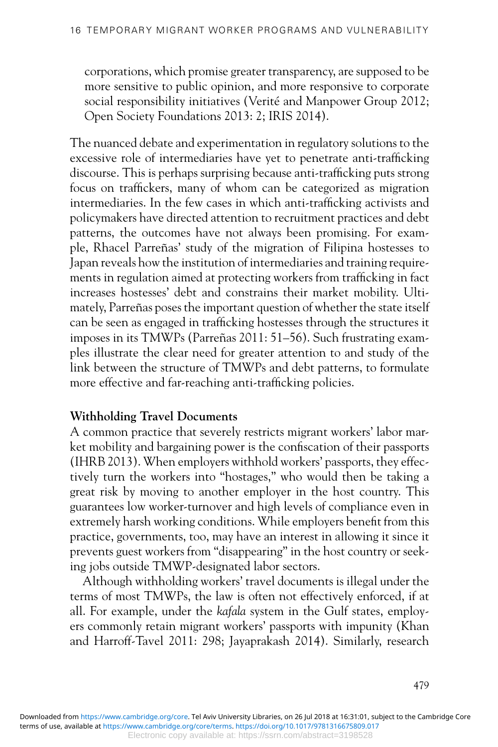corporations, which promise greater transparency, are supposed to be more sensitive to public opinion, and more responsive to corporate social responsibility initiatives (Verité and Manpower Group 2012; Open Society Foundations 2013: 2; IRIS 2014).

The nuanced debate and experimentation in regulatory solutions to the excessive role of intermediaries have yet to penetrate anti-trafficking discourse. This is perhaps surprising because anti-trafficking puts strong focus on traffickers, many of whom can be categorized as migration intermediaries. In the few cases in which anti-trafficking activists and policymakers have directed attention to recruitment practices and debt patterns, the outcomes have not always been promising. For example, Rhacel Parreñas' study of the migration of Filipina hostesses to Japan reveals how the institution of intermediaries and training requirements in regulation aimed at protecting workers from trafficking in fact increases hostesses' debt and constrains their market mobility. Ultimately, Parreñas poses the important question of whether the state itself can be seen as engaged in trafficking hostesses through the structures it imposes in its TMWPs (Parreñas 2011: 51–56). Such frustrating examples illustrate the clear need for greater attention to and study of the link between the structure of TMWPs and debt patterns, to formulate more effective and far-reaching anti-trafficking policies.

### Withholding Travel Documents

A common practice that severely restricts migrant workers' labor market mobility and bargaining power is the confiscation of their passports (IHRB 2013). When employers withhold workers' passports, they effectively turn the workers into "hostages," who would then be taking a great risk by moving to another employer in the host country. This guarantees low worker-turnover and high levels of compliance even in extremely harsh working conditions. While employers benefit from this practice, governments, too, may have an interest in allowing it since it prevents guest workers from "disappearing" in the host country or seeking jobs outside TMWP-designated labor sectors.

Although withholding workers' travel documents is illegal under the terms of most TMWPs, the law is often not effectively enforced, if at all. For example, under the *kafala* system in the Gulf states, employers commonly retain migrant workers' passports with impunity (Khan and Harroff-Tavel 2011: 298; Jayaprakash 2014). Similarly, research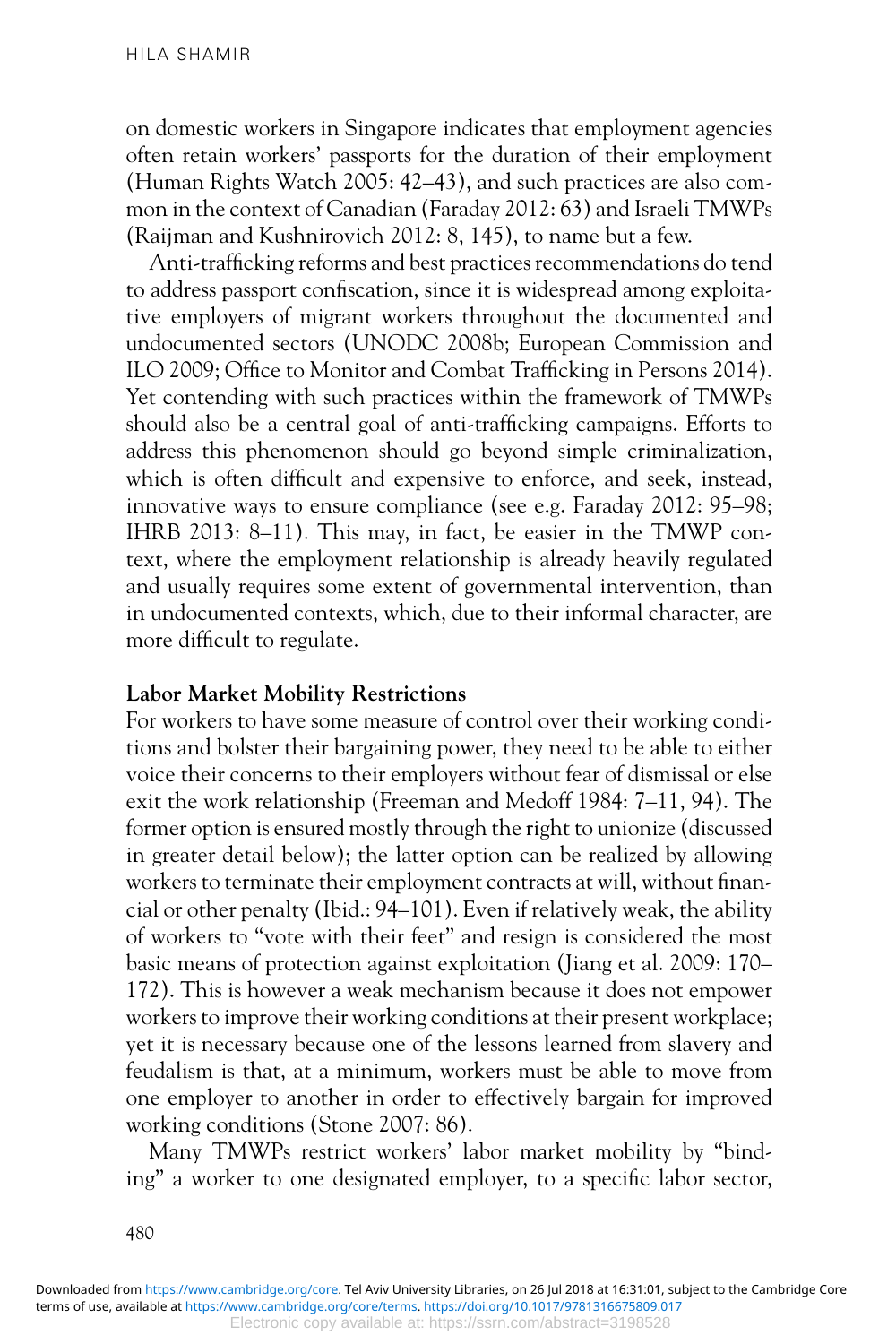on domestic workers in Singapore indicates that employment agencies often retain workers' passports for the duration of their employment (Human Rights Watch 2005: 42–43), and such practices are also common in the context of Canadian (Faraday 2012: 63) and Israeli TMWPs (Raijman and Kushnirovich 2012: 8, 145), to name but a few.

Anti-trafficking reforms and best practices recommendations do tend to address passport confiscation, since it is widespread among exploitative employers of migrant workers throughout the documented and undocumented sectors (UNODC 2008b; European Commission and ILO 2009; Office to Monitor and Combat Trafficking in Persons 2014). Yet contending with such practices within the framework of TMWPs should also be a central goal of anti-trafficking campaigns. Efforts to address this phenomenon should go beyond simple criminalization, which is often difficult and expensive to enforce, and seek, instead, innovative ways to ensure compliance (see e.g. Faraday 2012: 95–98; IHRB 2013: 8–11). This may, in fact, be easier in the TMWP context, where the employment relationship is already heavily regulated and usually requires some extent of governmental intervention, than in undocumented contexts, which, due to their informal character, are more difficult to regulate.

### Labor Market Mobility Restrictions

For workers to have some measure of control over their working conditions and bolster their bargaining power, they need to be able to either voice their concerns to their employers without fear of dismissal or else exit the work relationship (Freeman and Medoff 1984: 7–11, 94). The former option is ensured mostly through the right to unionize (discussed in greater detail below); the latter option can be realized by allowing workers to terminate their employment contracts at will, without financial or other penalty (Ibid.: 94–101). Even if relatively weak, the ability of workers to "vote with their feet" and resign is considered the most basic means of protection against exploitation (Jiang et al. 2009: 170–172). This is however a weak mechanism because it does not empower workers to improve their working conditions at their present workplace; yet it is necessary because one of the lessons learned from slavery and feudalism is that, at a minimum, workers must be able to move from one employer to another in order to effectively bargain for improved working conditions (Stone 2007: 86).

Many TMWPs restrict workers' labor market mobility by "binding" a worker to one designated employer, to a specific labor sector,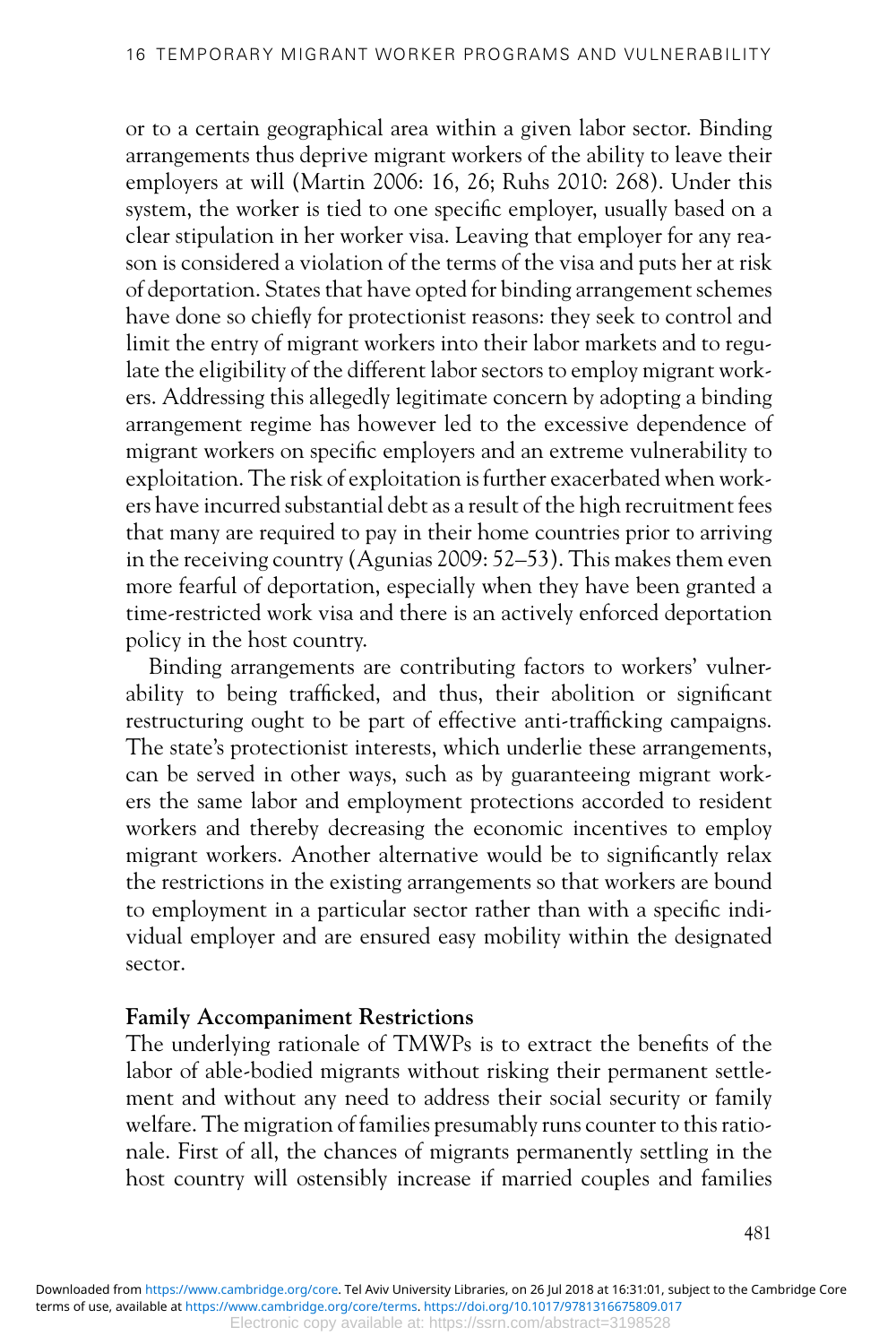or to a certain geographical area within a given labor sector. Binding arrangements thus deprive migrant workers of the ability to leave their employers at will (Martin 2006: 16, 26; Ruhs 2010: 268). Under this system, the worker is tied to one specific employer, usually based on a clear stipulation in her worker visa. Leaving that employer for any reason is considered a violation of the terms of the visa and puts her at risk of deportation. States that have opted for binding arrangement schemes have done so chiefly for protectionist reasons: they seek to control and limit the entry of migrant workers into their labor markets and to regulate the eligibility of the different labor sectors to employ migrant workers. Addressing this allegedly legitimate concern by adopting a binding arrangement regime has however led to the excessive dependence of migrant workers on specific employers and an extreme vulnerability to exploitation. The risk of exploitation is further exacerbated when workers have incurred substantial debt as a result of the high recruitment fees that many are required to pay in their home countries prior to arriving in the receiving country (Agunias 2009: 52–53). This makes them even more fearful of deportation, especially when they have been granted a time-restricted work visa and there is an actively enforced deportation policy in the host country.

Binding arrangements are contributing factors to workers' vulnerability to being trafficked, and thus, their abolition or significant restructuring ought to be part of effective anti-trafficking campaigns. The state's protectionist interests, which underlie these arrangements, can be served in other ways, such as by guaranteeing migrant workers the same labor and employment protections accorded to resident workers and thereby decreasing the economic incentives to employ migrant workers. Another alternative would be to significantly relax the restrictions in the existing arrangements so that workers are bound to employment in a particular sector rather than with a specific individual employer and are ensured easy mobility within the designated sector.

### Family Accompaniment Restrictions

The underlying rationale of TMWPs is to extract the benefits of the labor of able-bodied migrants without risking their permanent settlement and without any need to address their social security or family welfare. The migration of families presumably runs counter to this rationale. First of all, the chances of migrants permanently settling in the host country will ostensibly increase if married couples and families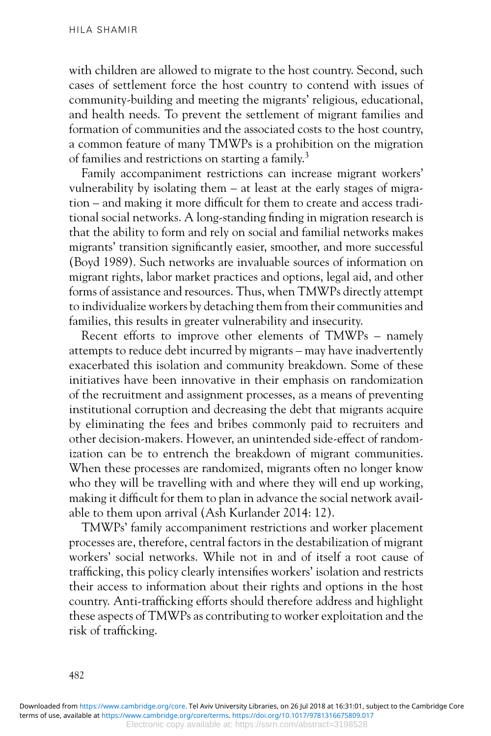with children are allowed to migrate to the host country. Second, such cases of settlement force the host country to contend with issues of community-building and meeting the migrants' religious, educational, and health needs. To prevent the settlement of migrant families and formation of communities and the associated costs to the host country, a common feature of many TMWPs is a prohibition on the migration of families and restrictions on starting a family.[3]

Family accompaniment restrictions can increase migrant workers' vulnerability by isolating them – at least at the early stages of migration – and making it more difficult for them to create and access traditional social networks. A long-standing finding in migration research is that the ability to form and rely on social and familial networks makes migrants' transition significantly easier, smoother, and more successful (Boyd 1989). Such networks are invaluable sources of information on migrant rights, labor market practices and options, legal aid, and other forms of assistance and resources. Thus, when TMWPs directly attempt to individualize workers by detaching them from their communities and families, this results in greater vulnerability and insecurity.

Recent efforts to improve other elements of TMWPs – namely attempts to reduce debt incurred by migrants – may have inadvertently exacerbated this isolation and community breakdown. Some of these initiatives have been innovative in their emphasis on randomization of the recruitment and assignment processes, as a means of preventing institutional corruption and decreasing the debt that migrants acquire by eliminating the fees and bribes commonly paid to recruiters and other decision-makers. However, an unintended side-effect of randomization can be to entrench the breakdown of migrant communities. When these processes are randomized, migrants often no longer know who they will be travelling with and where they will end up working, making it difficult for them to plan in advance the social network available to them upon arrival (Ash Kurlander 2014: 12).

TMWPs' family accompaniment restrictions and worker placement processes are, therefore, central factors in the destabilization of migrant workers' social networks. While not in and of itself a root cause of trafficking, this policy clearly intensifies workers' isolation and restricts their access to information about their rights and options in the host country. Anti-trafficking efforts should therefore address and highlight these aspects of TMWPs as contributing to worker exploitation and the risk of trafficking.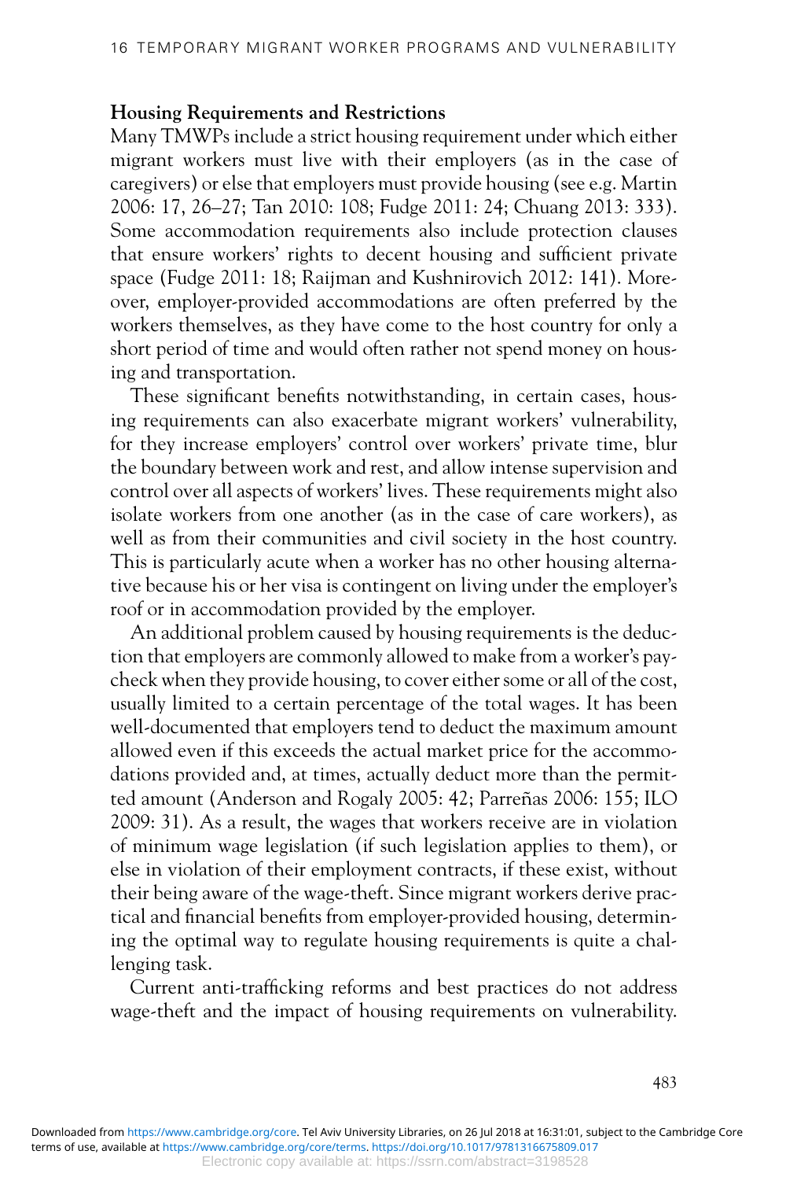### Housing Requirements and Restrictions

Many TMWPs include a strict housing requirement under which either migrant workers must live with their employers (as in the case of caregivers) or else that employers must provide housing (see e.g. Martin 2006: 17, 26–27; Tan 2010: 108; Fudge 2011: 24; Chuang 2013: 333). Some accommodation requirements also include protection clauses that ensure workers' rights to decent housing and sufficient private space (Fudge 2011: 18; Raijman and Kushnirovich 2012: 141). Moreover, employer-provided accommodations are often preferred by the workers themselves, as they have come to the host country for only a short period of time and would often rather not spend money on housing and transportation.

These significant benefits notwithstanding, in certain cases, housing requirements can also exacerbate migrant workers' vulnerability, for they increase employers' control over workers' private time, blur the boundary between work and rest, and allow intense supervision and control over all aspects of workers' lives. These requirements might also isolate workers from one another (as in the case of care workers), as well as from their communities and civil society in the host country. This is particularly acute when a worker has no other housing alternative because his or her visa is contingent on living under the employer's roof or in accommodation provided by the employer.

An additional problem caused by housing requirements is the deduction that employers are commonly allowed to make from a worker's paycheck when they provide housing, to cover either some or all of the cost, usually limited to a certain percentage of the total wages. It has been well-documented that employers tend to deduct the maximum amount allowed even if this exceeds the actual market price for the accommodations provided and, at times, actually deduct more than the permitted amount (Anderson and Rogaly 2005: 42; Parreñas 2006: 155; ILO 2009: 31). As a result, the wages that workers receive are in violation of minimum wage legislation (if such legislation applies to them), or else in violation of their employment contracts, if these exist, without their being aware of the wage-theft. Since migrant workers derive practical and financial benefits from employer-provided housing, determining the optimal way to regulate housing requirements is quite a challenging task.

Current anti-trafficking reforms and best practices do not address wage-theft and the impact of housing requirements on vulnerability.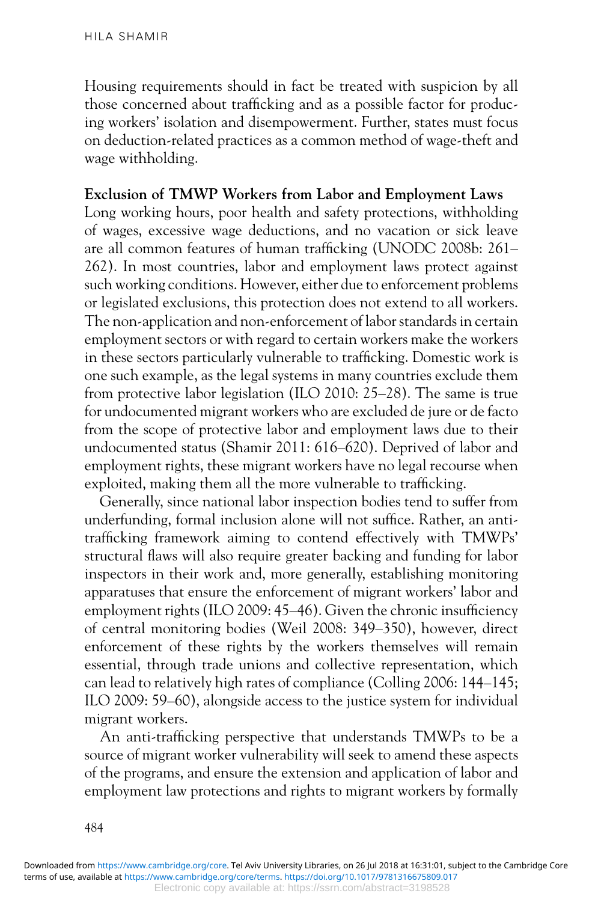Housing requirements should in fact be treated with suspicion by all those concerned about trafficking and as a possible factor for producing workers' isolation and disempowerment. Further, states must focus on deduction-related practices as a common method of wage-theft and wage withholding.

**Exclusion of TMWP Workers from Labor and Employment Laws**

Long working hours, poor health and safety protections, withholding of wages, excessive wage deductions, and no vacation or sick leave are all common features of human trafficking (UNODC 2008b: 261–262). In most countries, labor and employment laws protect against such working conditions. However, either due to enforcement problems or legislated exclusions, this protection does not extend to all workers. The non-application and non-enforcement of labor standards in certain employment sectors or with regard to certain workers make the workers in these sectors particularly vulnerable to trafficking. Domestic work is one such example, as the legal systems in many countries exclude them from protective labor legislation (ILO 2010: 25–28). The same is true for undocumented migrant workers who are excluded de jure or de facto from the scope of protective labor and employment laws due to their undocumented status (Shamir 2011: 616–620). Deprived of labor and employment rights, these migrant workers have no legal recourse when exploited, making them all the more vulnerable to trafficking.

Generally, since national labor inspection bodies tend to suffer from underfunding, formal inclusion alone will not suffice. Rather, an anti-trafficking framework aiming to contend effectively with TMWPs' structural flaws will also require greater backing and funding for labor inspectors in their work and, more generally, establishing monitoring apparatuses that ensure the enforcement of migrant workers' labor and employment rights (ILO 2009: 45–46). Given the chronic insufficiency of central monitoring bodies (Weil 2008: 349–350), however, direct enforcement of these rights by the workers themselves will remain essential, through trade unions and collective representation, which can lead to relatively high rates of compliance (Colling 2006: 144–145; ILO 2009: 59–60), alongside access to the justice system for individual migrant workers.

An anti-trafficking perspective that understands TMWPs to be a source of migrant worker vulnerability will seek to amend these aspects of the programs, and ensure the extension and application of labor and employment law protections and rights to migrant workers by formally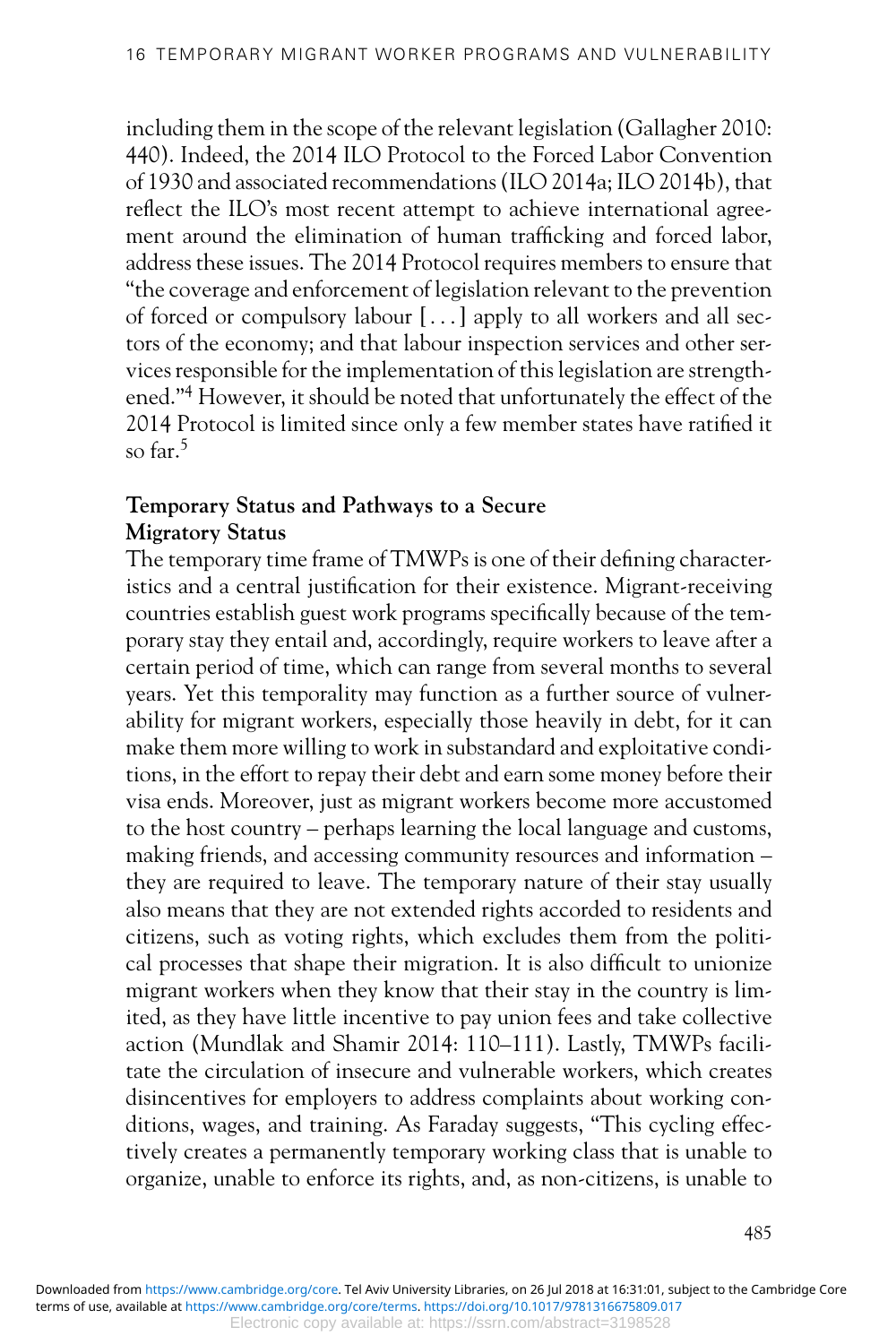including them in the scope of the relevant legislation (Gallagher 2010: 440). Indeed, the 2014 ILO Protocol to the Forced Labor Convention of 1930 and associated recommendations (ILO 2014a; ILO 2014b), that reflect the ILO's most recent attempt to achieve international agreement around the elimination of human trafficking and forced labor, address these issues. The 2014 Protocol requires members to ensure that "the coverage and enforcement of legislation relevant to the prevention of forced or compulsory labour [ . . . ] apply to all workers and all sectors of the economy; and that labour inspection services and other services responsible for the implementation of this legislation are strengthened."[4] However, it should be noted that unfortunately the effect of the 2014 Protocol is limited since only a few member states have ratified it so far.[5]

### Temporary Status and Pathways to a Secure Migratory Status

The temporary time frame of TMWPs is one of their defining characteristics and a central justification for their existence. Migrant-receiving countries establish guest work programs specifically because of the temporary stay they entail and, accordingly, require workers to leave after a certain period of time, which can range from several months to several years. Yet this temporality may function as a further source of vulnerability for migrant workers, especially those heavily in debt, for it can make them more willing to work in substandard and exploitative conditions, in the effort to repay their debt and earn some money before their visa ends. Moreover, just as migrant workers become more accustomed to the host country – perhaps learning the local language and customs, making friends, and accessing community resources and information – they are required to leave. The temporary nature of their stay usually also means that they are not extended rights accorded to residents and citizens, such as voting rights, which excludes them from the political processes that shape their migration. It is also difficult to unionize migrant workers when they know that their stay in the country is limited, as they have little incentive to pay union fees and take collective action (Mundlak and Shamir 2014: 110–111). Lastly, TMWPs facilitate the circulation of insecure and vulnerable workers, which creates disincentives for employers to address complaints about working conditions, wages, and training. As Faraday suggests, "This cycling effectively creates a permanently temporary working class that is unable to organize, unable to enforce its rights, and, as non-citizens, is unable to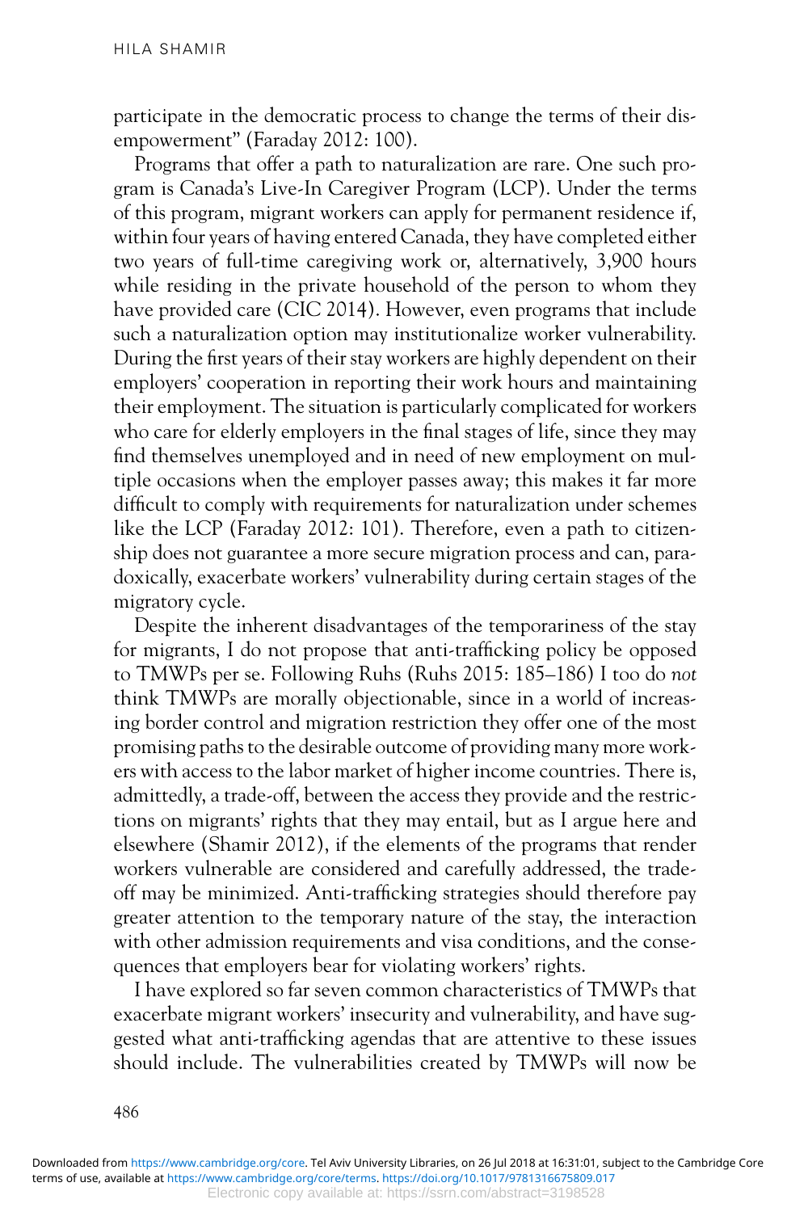participate in the democratic process to change the terms of their disempowerment" (Faraday 2012: 100).

Programs that offer a path to naturalization are rare. One such program is Canada's Live-In Caregiver Program (LCP). Under the terms of this program, migrant workers can apply for permanent residence if, within four years of having entered Canada, they have completed either two years of full-time caregiving work or, alternatively, 3,900 hours while residing in the private household of the person to whom they have provided care (CIC 2014). However, even programs that include such a naturalization option may institutionalize worker vulnerability. During the first years of their stay workers are highly dependent on their employers' cooperation in reporting their work hours and maintaining their employment. The situation is particularly complicated for workers who care for elderly employers in the final stages of life, since they may find themselves unemployed and in need of new employment on multiple occasions when the employer passes away; this makes it far more difficult to comply with requirements for naturalization under schemes like the LCP (Faraday 2012: 101). Therefore, even a path to citizenship does not guarantee a more secure migration process and can, paradoxically, exacerbate workers' vulnerability during certain stages of the migratory cycle.

Despite the inherent disadvantages of the temporariness of the stay for migrants, I do not propose that anti-trafficking policy be opposed to TMWPs per se. Following Ruhs (Ruhs 2015: 185–186) I too do *not* think TMWPs are morally objectionable, since in a world of increasing border control and migration restriction they offer one of the most promising paths to the desirable outcome of providing many more workers with access to the labor market of higher income countries. There is, admittedly, a trade-off, between the access they provide and the restrictions on migrants' rights that they may entail, but as I argue here and elsewhere (Shamir 2012), if the elements of the programs that render workers vulnerable are considered and carefully addressed, the trade-off may be minimized. Anti-trafficking strategies should therefore pay greater attention to the temporary nature of the stay, the interaction with other admission requirements and visa conditions, and the consequences that employers bear for violating workers' rights.

I have explored so far seven common characteristics of TMWPs that exacerbate migrant workers' insecurity and vulnerability, and have suggested what anti-trafficking agendas that are attentive to these issues should include. The vulnerabilities created by TMWPs will now be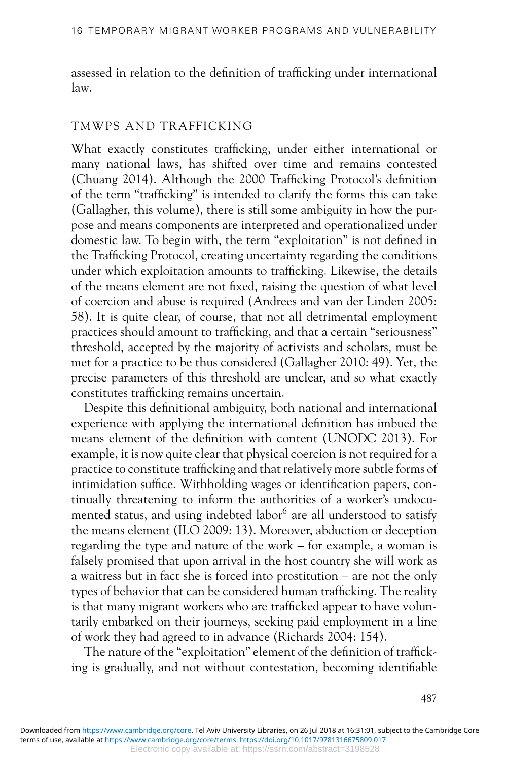assessed in relation to the definition of trafficking under international law.

## TMWPS AND TRAFFICKING

What exactly constitutes trafficking, under either international or many national laws, has shifted over time and remains contested (Chuang 2014). Although the 2000 Trafficking Protocol's definition of the term "trafficking" is intended to clarify the forms this can take (Gallagher, this volume), there is still some ambiguity in how the purpose and means components are interpreted and operationalized under domestic law. To begin with, the term "exploitation" is not defined in the Trafficking Protocol, creating uncertainty regarding the conditions under which exploitation amounts to trafficking. Likewise, the details of the means element are not fixed, raising the question of what level of coercion and abuse is required (Andrees and van der Linden 2005: 58). It is quite clear, of course, that not all detrimental employment practices should amount to trafficking, and that a certain "seriousness" threshold, accepted by the majority of activists and scholars, must be met for a practice to be thus considered (Gallagher 2010: 49). Yet, the precise parameters of this threshold are unclear, and so what exactly constitutes trafficking remains uncertain.

Despite this definitional ambiguity, both national and international experience with applying the international definition has imbued the means element of the definition with content (UNODC 2013). For example, it is now quite clear that physical coercion is not required for a practice to constitute trafficking and that relatively more subtle forms of intimidation suffice. Withholding wages or identification papers, continually threatening to inform the authorities of a worker's undocumented status, and using indebted labor[6] are all understood to satisfy the means element (ILO 2009: 13). Moreover, abduction or deception regarding the type and nature of the work – for example, a woman is falsely promised that upon arrival in the host country she will work as a waitress but in fact she is forced into prostitution – are not the only types of behavior that can be considered human trafficking. The reality is that many migrant workers who are trafficked appear to have voluntarily embarked on their journeys, seeking paid employment in a line of work they had agreed to in advance (Richards 2004: 154).

The nature of the "exploitation" element of the definition of trafficking is gradually, and not without contestation, becoming identifiable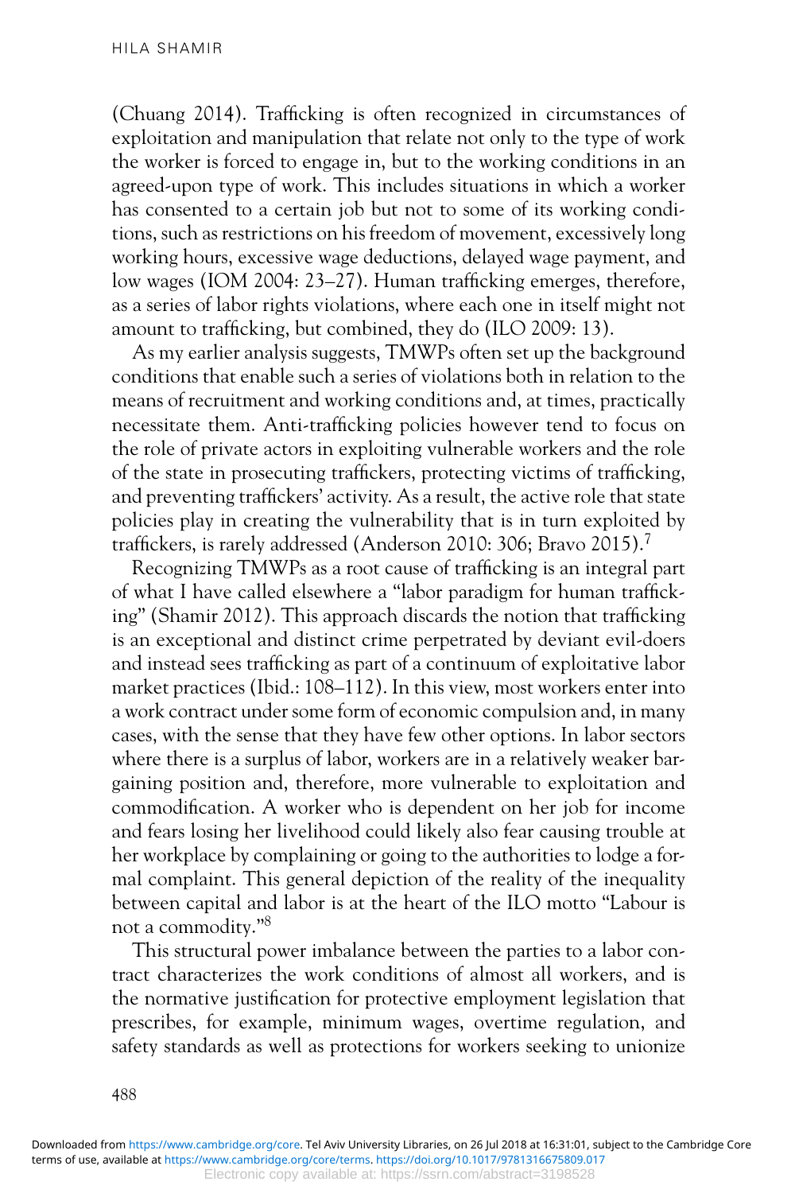(Chuang 2014). Trafficking is often recognized in circumstances of exploitation and manipulation that relate not only to the type of work the worker is forced to engage in, but to the working conditions in an agreed-upon type of work. This includes situations in which a worker has consented to a certain job but not to some of its working conditions, such as restrictions on his freedom of movement, excessively long working hours, excessive wage deductions, delayed wage payment, and low wages (IOM 2004: 23–27). Human trafficking emerges, therefore, as a series of labor rights violations, where each one in itself might not amount to trafficking, but combined, they do (ILO 2009: 13).

As my earlier analysis suggests, TMWPs often set up the background conditions that enable such a series of violations both in relation to the means of recruitment and working conditions and, at times, practically necessitate them. Anti-trafficking policies however tend to focus on the role of private actors in exploiting vulnerable workers and the role of the state in prosecuting traffickers, protecting victims of trafficking, and preventing traffickers' activity. As a result, the active role that state policies play in creating the vulnerability that is in turn exploited by traffickers, is rarely addressed (Anderson 2010: 306; Bravo 2015).[7]

Recognizing TMWPs as a root cause of trafficking is an integral part of what I have called elsewhere a "labor paradigm for human trafficking" (Shamir 2012). This approach discards the notion that trafficking is an exceptional and distinct crime perpetrated by deviant evil-doers and instead sees trafficking as part of a continuum of exploitative labor market practices (Ibid.: 108–112). In this view, most workers enter into a work contract under some form of economic compulsion and, in many cases, with the sense that they have few other options. In labor sectors where there is a surplus of labor, workers are in a relatively weaker bargaining position and, therefore, more vulnerable to exploitation and commodification. A worker who is dependent on her job for income and fears losing her livelihood could likely also fear causing trouble at her workplace by complaining or going to the authorities to lodge a formal complaint. This general depiction of the reality of the inequality between capital and labor is at the heart of the ILO motto "Labour is not a commodity."[8]

This structural power imbalance between the parties to a labor contract characterizes the work conditions of almost all workers, and is the normative justification for protective employment legislation that prescribes, for example, minimum wages, overtime regulation, and safety standards as well as protections for workers seeking to unionize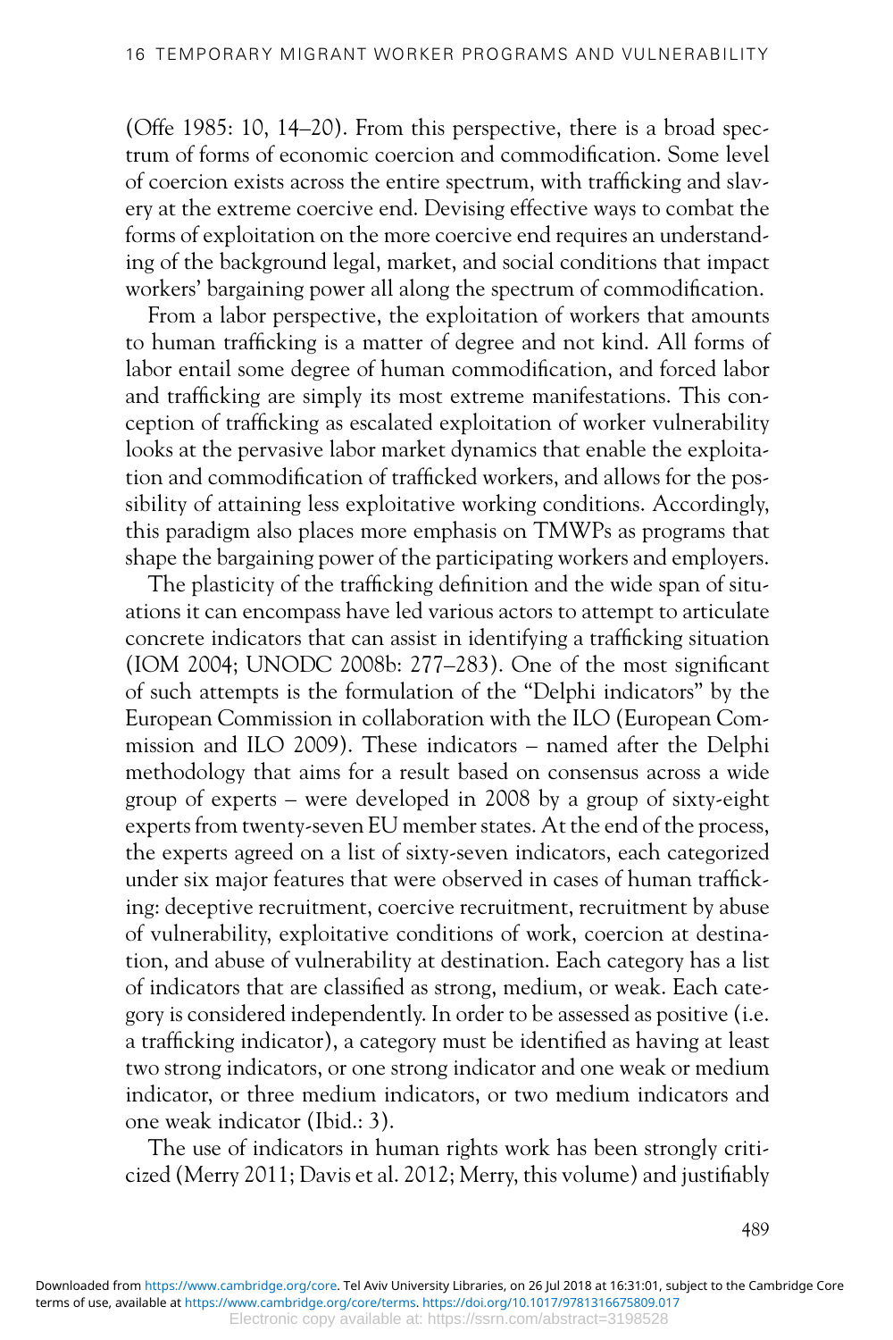(Offe 1985: 10, 14–20). From this perspective, there is a broad spectrum of forms of economic coercion and commodification. Some level of coercion exists across the entire spectrum, with trafficking and slavery at the extreme coercive end. Devising effective ways to combat the forms of exploitation on the more coercive end requires an understanding of the background legal, market, and social conditions that impact workers' bargaining power all along the spectrum of commodification.

From a labor perspective, the exploitation of workers that amounts to human trafficking is a matter of degree and not kind. All forms of labor entail some degree of human commodification, and forced labor and trafficking are simply its most extreme manifestations. This conception of trafficking as escalated exploitation of worker vulnerability looks at the pervasive labor market dynamics that enable the exploitation and commodification of trafficked workers, and allows for the possibility of attaining less exploitative working conditions. Accordingly, this paradigm also places more emphasis on TMWPs as programs that shape the bargaining power of the participating workers and employers.

The plasticity of the trafficking definition and the wide span of situations it can encompass have led various actors to attempt to articulate concrete indicators that can assist in identifying a trafficking situation (IOM 2004; UNODC 2008b: 277–283). One of the most significant of such attempts is the formulation of the "Delphi indicators" by the European Commission in collaboration with the ILO (European Commission and ILO 2009). These indicators – named after the Delphi methodology that aims for a result based on consensus across a wide group of experts – were developed in 2008 by a group of sixty-eight experts from twenty-seven EU member states. At the end of the process, the experts agreed on a list of sixty-seven indicators, each categorized under six major features that were observed in cases of human trafficking: deceptive recruitment, coercive recruitment, recruitment by abuse of vulnerability, exploitative conditions of work, coercion at destination, and abuse of vulnerability at destination. Each category has a list of indicators that are classified as strong, medium, or weak. Each category is considered independently. In order to be assessed as positive (i.e. a trafficking indicator), a category must be identified as having at least two strong indicators, or one strong indicator and one weak or medium indicator, or three medium indicators, or two medium indicators and one weak indicator (Ibid.: 3).

The use of indicators in human rights work has been strongly criticized (Merry 2011; Davis et al. 2012; Merry, this volume) and justifiably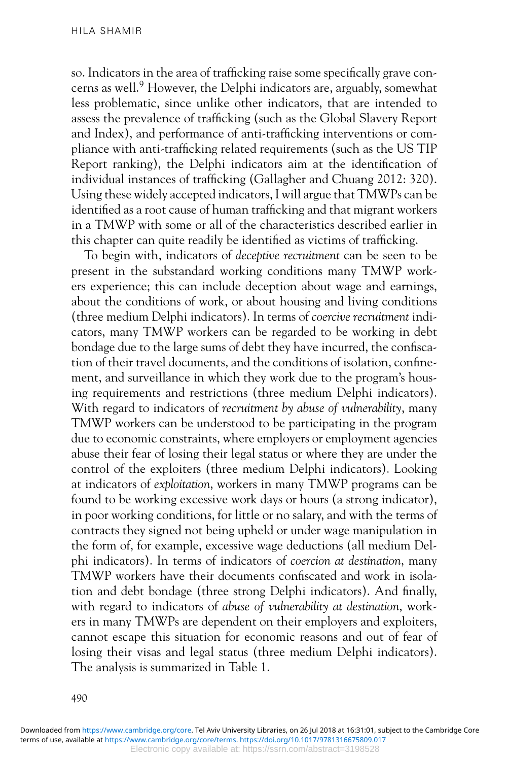so. Indicators in the area of trafficking raise some specifically grave concerns as well.[9] However, the Delphi indicators are, arguably, somewhat less problematic, since unlike other indicators, that are intended to assess the prevalence of trafficking (such as the Global Slavery Report and Index), and performance of anti-trafficking interventions or compliance with anti-trafficking related requirements (such as the US TIP Report ranking), the Delphi indicators aim at the identification of individual instances of trafficking (Gallagher and Chuang 2012: 320). Using these widely accepted indicators, I will argue that TMWPs can be identified as a root cause of human trafficking and that migrant workers in a TMWP with some or all of the characteristics described earlier in this chapter can quite readily be identified as victims of trafficking.

To begin with, indicators of *deceptive recruitment* can be seen to be present in the substandard working conditions many TMWP workers experience; this can include deception about wage and earnings, about the conditions of work, or about housing and living conditions (three medium Delphi indicators). In terms of *coercive recruitment* indicators, many TMWP workers can be regarded to be working in debt bondage due to the large sums of debt they have incurred, the confiscation of their travel documents, and the conditions of isolation, confinement, and surveillance in which they work due to the program's housing requirements and restrictions (three medium Delphi indicators). With regard to indicators of *recruitment by abuse of vulnerability*, many TMWP workers can be understood to be participating in the program due to economic constraints, where employers or employment agencies abuse their fear of losing their legal status or where they are under the control of the exploiters (three medium Delphi indicators). Looking at indicators of *exploitation*, workers in many TMWP programs can be found to be working excessive work days or hours (a strong indicator), in poor working conditions, for little or no salary, and with the terms of contracts they signed not being upheld or under wage manipulation in the form of, for example, excessive wage deductions (all medium Delphi indicators). In terms of indicators of *coercion at destination*, many TMWP workers have their documents confiscated and work in isolation and debt bondage (three strong Delphi indicators). And finally, with regard to indicators of *abuse of vulnerability at destination*, workers in many TMWPs are dependent on their employers and exploiters, cannot escape this situation for economic reasons and out of fear of losing their visas and legal status (three medium Delphi indicators). The analysis is summarized in Table 1.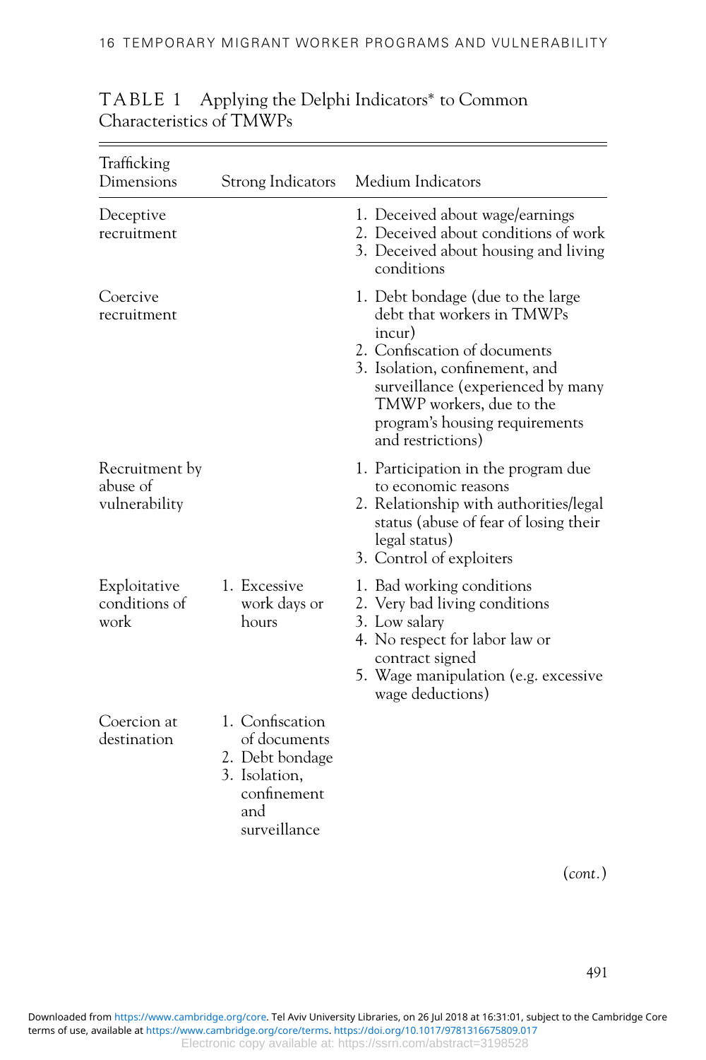TABLE 1 Applying the Delphi Indicators* to Common Characteristics of TMWPs

| Trafficking Dimensions | Strong Indicators | Medium Indicators |
|---|---|---|
| Deceptive recruitment | | 1. Deceived about wage/earnings<br>2. Deceived about conditions of work<br>3. Deceived about housing and living conditions |
| Coercive recruitment | | 1. Debt bondage (due to the large debt that workers in TMWPs incur)<br>2. Confiscation of documents<br>3. Isolation, confinement, and surveillance (experienced by many TMWP workers, due to the program's housing requirements and restrictions) |
| Recruitment by abuse of vulnerability | | 1. Participation in the program due to economic reasons<br>2. Relationship with authorities/legal status (abuse of fear of losing their legal status)<br>3. Control of exploiters |
| Exploitative conditions of work | 1. Excessive work days or hours | 1. Bad working conditions<br>2. Very bad living conditions<br>3. Low salary<br>4. No respect for labor law or contract signed<br>5. Wage manipulation (e.g. excessive wage deductions) |
| Coercion at destination | 1. Confiscation of documents<br>2. Debt bondage<br>3. Isolation, confinement and surveillance | |

(*cont.*)

Downloaded from https://www.cambridge.org/core. Tel Aviv University Libraries, on 26 Jul 2018 at 16:31:01, subject to the Cambridge Core terms of use, available at https://www.cambridge.org/core/terms. https://doi.org/10.1017/9781316675809.017
Electronic copy available at: https://ssrn.com/abstract=3198528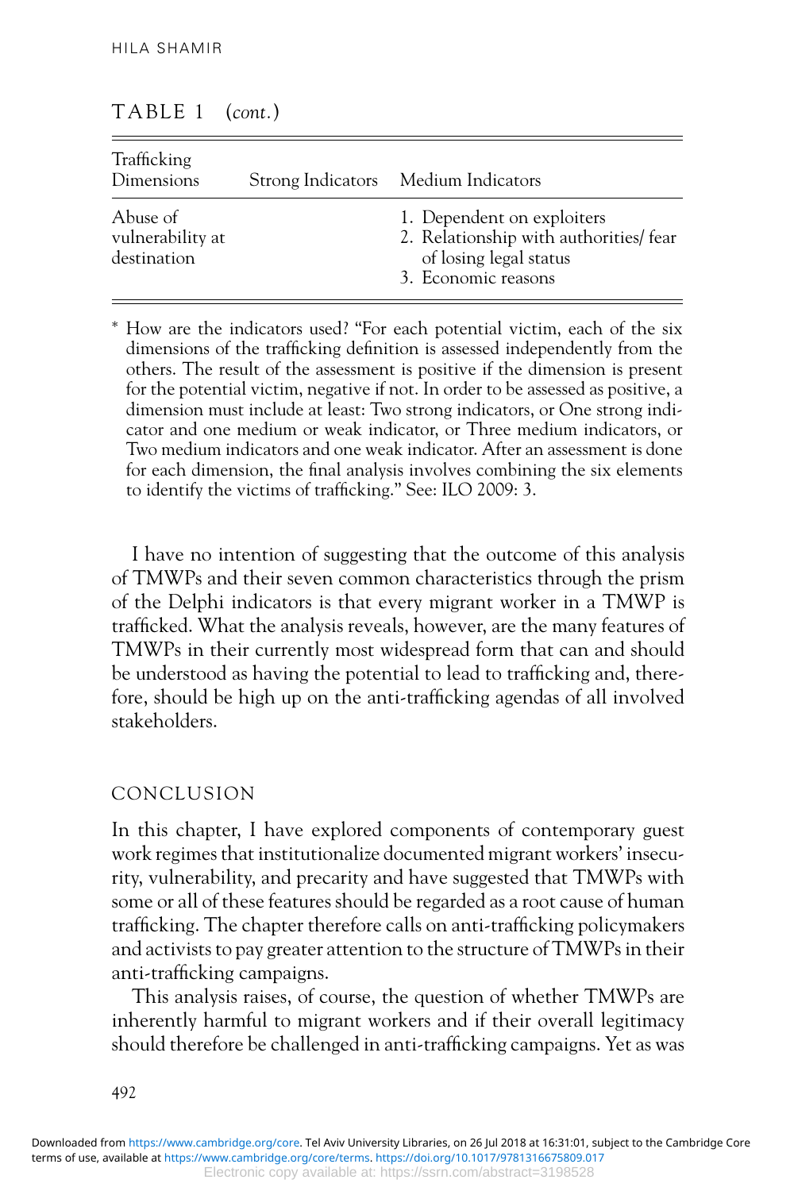TABLE 1 (*cont.*)

| Trafficking Dimensions | Strong Indicators | Medium Indicators |
|---|---|---|
| Abuse of vulnerability at destination | | 1. Dependent on exploiters<br>2. Relationship with authorities/ fear of losing legal status<br>3. Economic reasons |

* How are the indicators used? "For each potential victim, each of the six dimensions of the trafficking definition is assessed independently from the others. The result of the assessment is positive if the dimension is present for the potential victim, negative if not. In order to be assessed as positive, a dimension must include at least: Two strong indicators, or One strong indicator and one medium or weak indicator, or Three medium indicators, or Two medium indicators and one weak indicator. After an assessment is done for each dimension, the final analysis involves combining the six elements to identify the victims of trafficking." See: ILO 2009: 3.

I have no intention of suggesting that the outcome of this analysis of TMWPs and their seven common characteristics through the prism of the Delphi indicators is that every migrant worker in a TMWP is trafficked. What the analysis reveals, however, are the many features of TMWPs in their currently most widespread form that can and should be understood as having the potential to lead to trafficking and, therefore, should be high up on the anti-trafficking agendas of all involved stakeholders.

## CONCLUSION

In this chapter, I have explored components of contemporary guest work regimes that institutionalize documented migrant workers' insecurity, vulnerability, and precarity and have suggested that TMWPs with some or all of these features should be regarded as a root cause of human trafficking. The chapter therefore calls on anti-trafficking policymakers and activists to pay greater attention to the structure of TMWPs in their anti-trafficking campaigns.

This analysis raises, of course, the question of whether TMWPs are inherently harmful to migrant workers and if their overall legitimacy should therefore be challenged in anti-trafficking campaigns. Yet as was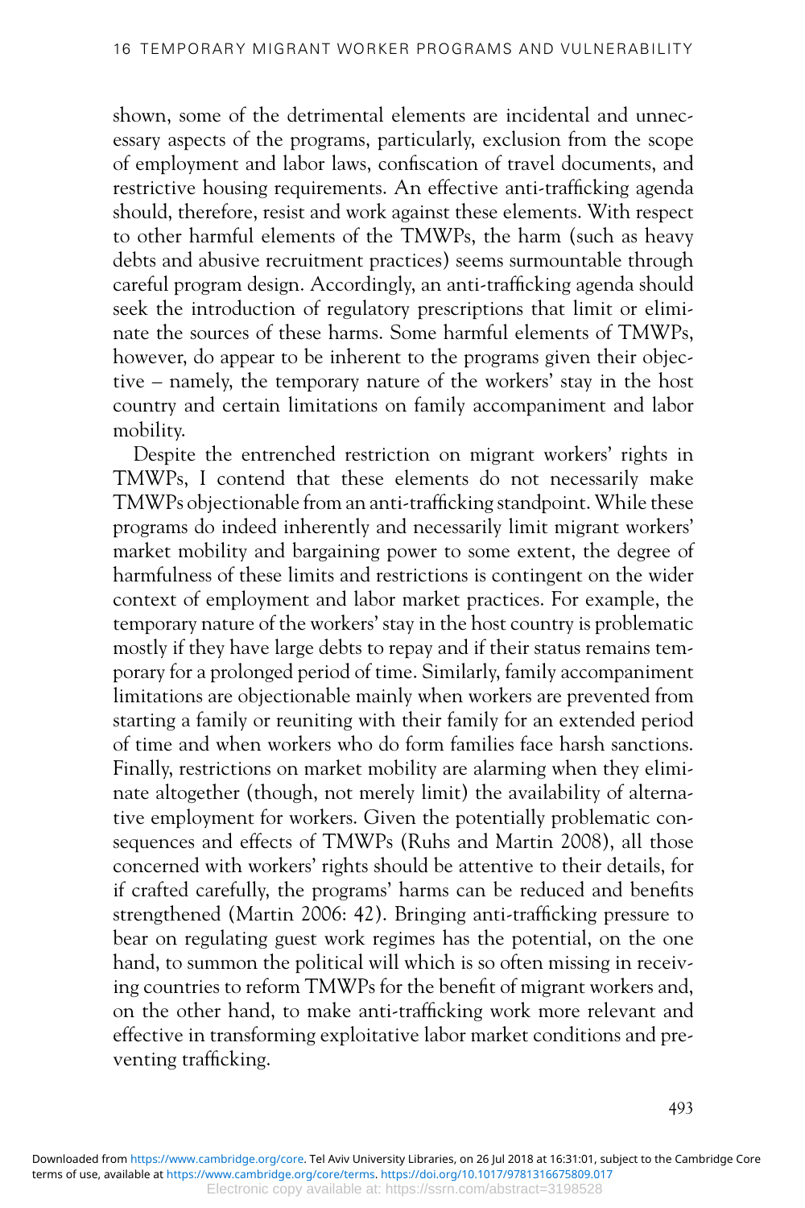shown, some of the detrimental elements are incidental and unnecessary aspects of the programs, particularly, exclusion from the scope of employment and labor laws, confiscation of travel documents, and restrictive housing requirements. An effective anti-trafficking agenda should, therefore, resist and work against these elements. With respect to other harmful elements of the TMWPs, the harm (such as heavy debts and abusive recruitment practices) seems surmountable through careful program design. Accordingly, an anti-trafficking agenda should seek the introduction of regulatory prescriptions that limit or eliminate the sources of these harms. Some harmful elements of TMWPs, however, do appear to be inherent to the programs given their objective – namely, the temporary nature of the workers' stay in the host country and certain limitations on family accompaniment and labor mobility.

Despite the entrenched restriction on migrant workers' rights in TMWPs, I contend that these elements do not necessarily make TMWPs objectionable from an anti-trafficking standpoint. While these programs do indeed inherently and necessarily limit migrant workers' market mobility and bargaining power to some extent, the degree of harmfulness of these limits and restrictions is contingent on the wider context of employment and labor market practices. For example, the temporary nature of the workers' stay in the host country is problematic mostly if they have large debts to repay and if their status remains temporary for a prolonged period of time. Similarly, family accompaniment limitations are objectionable mainly when workers are prevented from starting a family or reuniting with their family for an extended period of time and when workers who do form families face harsh sanctions. Finally, restrictions on market mobility are alarming when they eliminate altogether (though, not merely limit) the availability of alternative employment for workers. Given the potentially problematic consequences and effects of TMWPs (Ruhs and Martin 2008), all those concerned with workers' rights should be attentive to their details, for if crafted carefully, the programs' harms can be reduced and benefits strengthened (Martin 2006: 42). Bringing anti-trafficking pressure to bear on regulating guest work regimes has the potential, on the one hand, to summon the political will which is so often missing in receiving countries to reform TMWPs for the benefit of migrant workers and, on the other hand, to make anti-trafficking work more relevant and effective in transforming exploitative labor market conditions and preventing trafficking.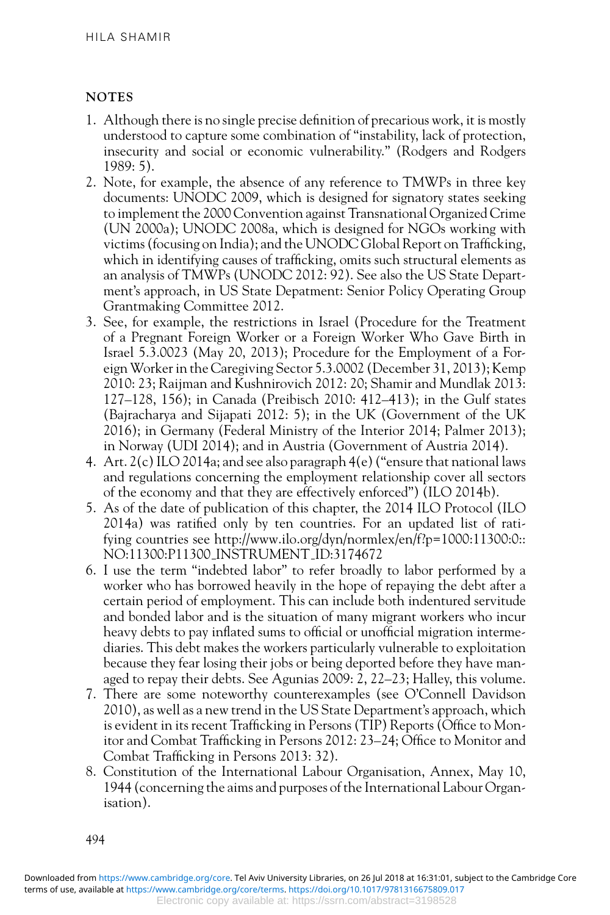## NOTES

1. Although there is no single precise definition of precarious work, it is mostly understood to capture some combination of "instability, lack of protection, insecurity and social or economic vulnerability." (Rodgers and Rodgers 1989: 5).
2. Note, for example, the absence of any reference to TMWPs in three key documents: UNODC 2009, which is designed for signatory states seeking to implement the 2000 Convention against Transnational Organized Crime (UN 2000a); UNODC 2008a, which is designed for NGOs working with victims (focusing on India); and the UNODC Global Report on Trafficking, which in identifying causes of trafficking, omits such structural elements as an analysis of TMWPs (UNODC 2012: 92). See also the US State Department's approach, in US State Depatment: Senior Policy Operating Group Grantmaking Committee 2012.
3. See, for example, the restrictions in Israel (Procedure for the Treatment of a Pregnant Foreign Worker or a Foreign Worker Who Gave Birth in Israel 5.3.0023 (May 20, 2013); Procedure for the Employment of a Foreign Worker in the Caregiving Sector 5.3.0002 (December 31, 2013); Kemp 2010: 23; Raijman and Kushnirovich 2012: 20; Shamir and Mundlak 2013: 127–128, 156); in Canada (Preibisch 2010: 412–413); in the Gulf states (Bajracharya and Sijapati 2012: 5); in the UK (Government of the UK 2016); in Germany (Federal Ministry of the Interior 2014; Palmer 2013); in Norway (UDI 2014); and in Austria (Government of Austria 2014).
4. Art. 2(c) ILO 2014a; and see also paragraph 4(e) ("ensure that national laws and regulations concerning the employment relationship cover all sectors of the economy and that they are effectively enforced") (ILO 2014b).
5. As of the date of publication of this chapter, the 2014 ILO Protocol (ILO 2014a) was ratified only by ten countries. For an updated list of ratifying countries see http://www.ilo.org/dyn/normlex/en/f?p=1000:11300:0::NO:11300:P11300_INSTRUMENT_ID:3174672
6. I use the term "indebted labor" to refer broadly to labor performed by a worker who has borrowed heavily in the hope of repaying the debt after a certain period of employment. This can include both indentured servitude and bonded labor and is the situation of many migrant workers who incur heavy debts to pay inflated sums to official or unofficial migration intermediaries. This debt makes the workers particularly vulnerable to exploitation because they fear losing their jobs or being deported before they have managed to repay their debts. See Agunias 2009: 2, 22–23; Halley, this volume.
7. There are some noteworthy counterexamples (see O'Connell Davidson 2010), as well as a new trend in the US State Department's approach, which is evident in its recent Trafficking in Persons (TIP) Reports (Office to Monitor and Combat Trafficking in Persons 2012: 23–24; Office to Monitor and Combat Trafficking in Persons 2013: 32).
8. Constitution of the International Labour Organisation, Annex, May 10, 1944 (concerning the aims and purposes of the International Labour Organisation).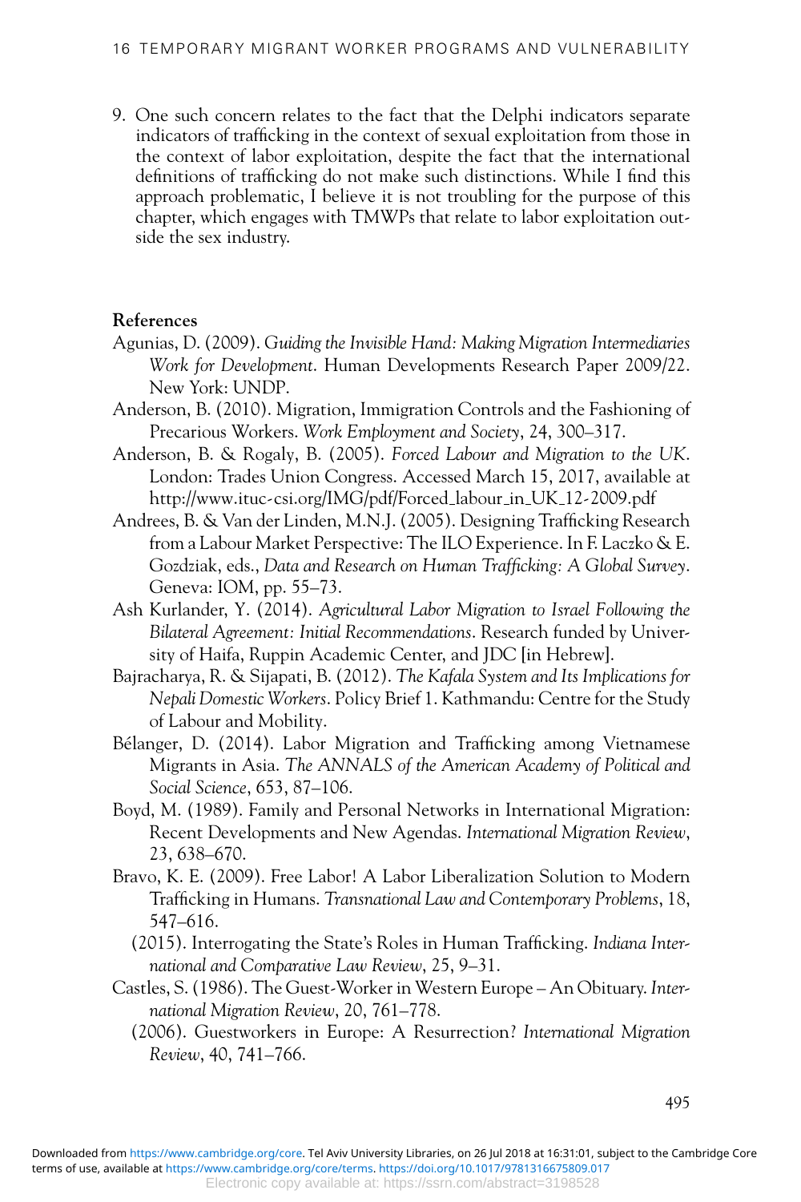9. One such concern relates to the fact that the Delphi indicators separate indicators of trafficking in the context of sexual exploitation from those in the context of labor exploitation, despite the fact that the international definitions of trafficking do not make such distinctions. While I find this approach problematic, I believe it is not troubling for the purpose of this chapter, which engages with TMWPs that relate to labor exploitation outside the sex industry.

**References**

Agunias, D. (2009). *Guiding the Invisible Hand: Making Migration Intermediaries Work for Development*. Human Developments Research Paper 2009/22. New York: UNDP.

Anderson, B. (2010). Migration, Immigration Controls and the Fashioning of Precarious Workers. *Work Employment and Society*, 24, 300–317.

Anderson, B. & Rogaly, B. (2005). *Forced Labour and Migration to the UK*. London: Trades Union Congress. Accessed March 15, 2017, available at http://www.ituc-csi.org/IMG/pdf/Forced_labour_in_UK_12-2009.pdf

Andrees, B. & Van der Linden, M.N.J. (2005). Designing Trafficking Research from a Labour Market Perspective: The ILO Experience. In F. Laczko & E. Gozdziak, eds., *Data and Research on Human Trafficking: A Global Survey*. Geneva: IOM, pp. 55–73.

Ash Kurlander, Y. (2014). *Agricultural Labor Migration to Israel Following the Bilateral Agreement: Initial Recommendations*. Research funded by University of Haifa, Ruppin Academic Center, and JDC [in Hebrew].

Bajracharya, R. & Sijapati, B. (2012). *The Kafala System and Its Implications for Nepali Domestic Workers*. Policy Brief 1. Kathmandu: Centre for the Study of Labour and Mobility.

Bélanger, D. (2014). Labor Migration and Trafficking among Vietnamese Migrants in Asia. *The ANNALS of the American Academy of Political and Social Science*, 653, 87–106.

Boyd, M. (1989). Family and Personal Networks in International Migration: Recent Developments and New Agendas. *International Migration Review*, 23, 638–670.

Bravo, K. E. (2009). Free Labor! A Labor Liberalization Solution to Modern Trafficking in Humans. *Transnational Law and Contemporary Problems*, 18, 547–616.

(2015). Interrogating the State's Roles in Human Trafficking. *Indiana International and Comparative Law Review*, 25, 9–31.

Castles, S. (1986). The Guest-Worker in Western Europe – An Obituary. *International Migration Review*, 20, 761–778.

(2006). Guestworkers in Europe: A Resurrection? *International Migration Review*, 40, 741–766.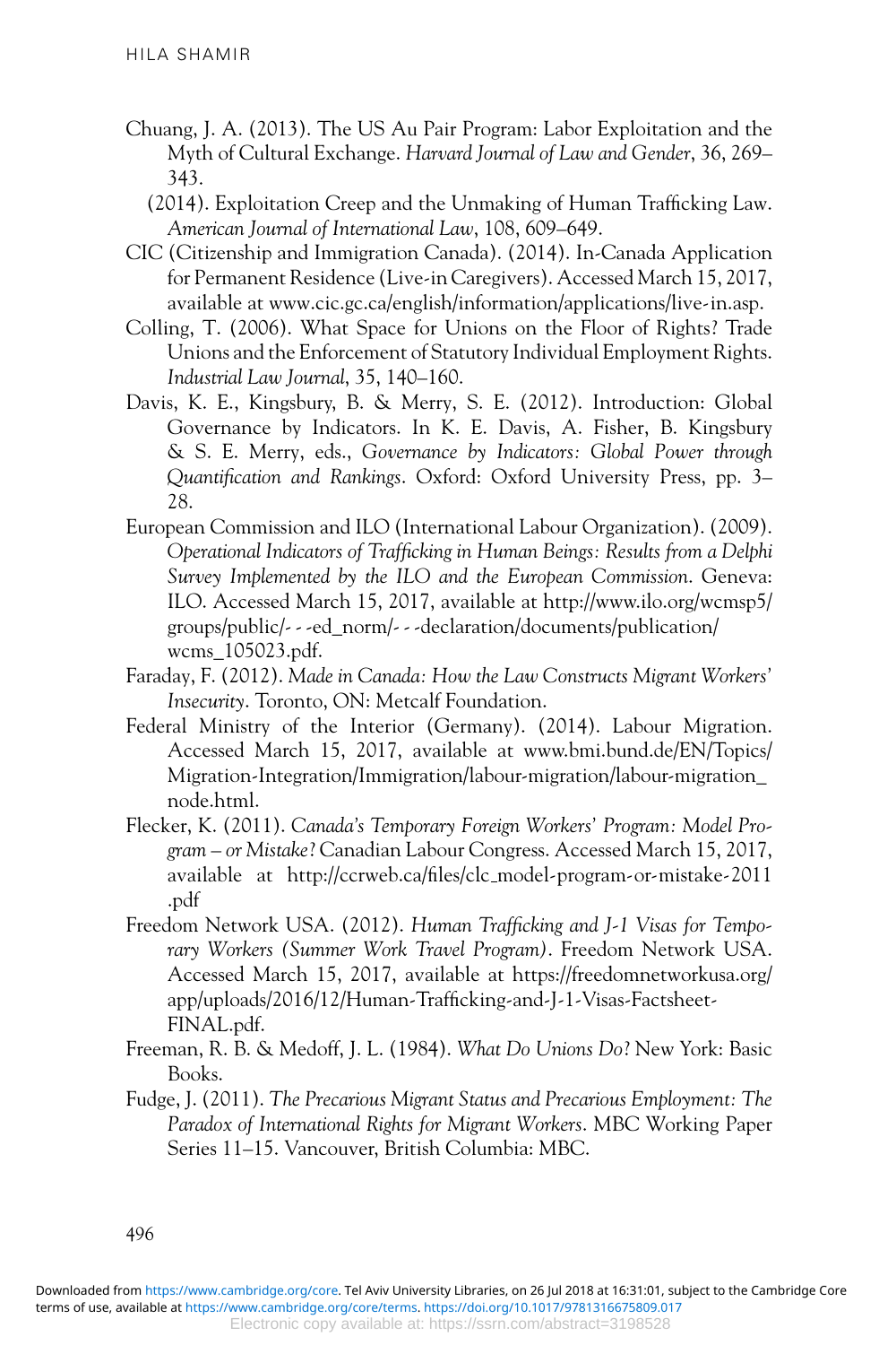Chuang, J. A. (2013). The US Au Pair Program: Labor Exploitation and the Myth of Cultural Exchange. *Harvard Journal of Law and Gender*, 36, 269–343.

(2014). Exploitation Creep and the Unmaking of Human Trafficking Law. *American Journal of International Law*, 108, 609–649.

CIC (Citizenship and Immigration Canada). (2014). In-Canada Application for Permanent Residence (Live-in Caregivers). Accessed March 15, 2017, available at www.cic.gc.ca/english/information/applications/live-in.asp.

Colling, T. (2006). What Space for Unions on the Floor of Rights? Trade Unions and the Enforcement of Statutory Individual Employment Rights. *Industrial Law Journal*, 35, 140–160.

Davis, K. E., Kingsbury, B. & Merry, S. E. (2012). Introduction: Global Governance by Indicators. In K. E. Davis, A. Fisher, B. Kingsbury & S. E. Merry, eds., *Governance by Indicators: Global Power through Quantification and Rankings*. Oxford: Oxford University Press, pp. 3–28.

European Commission and ILO (International Labour Organization). (2009). *Operational Indicators of Trafficking in Human Beings: Results from a Delphi Survey Implemented by the ILO and the European Commission*. Geneva: ILO. Accessed March 15, 2017, available at http://www.ilo.org/wcmsp5/groups/public/- - -ed_norm/- - -declaration/documents/publication/wcms_105023.pdf.

Faraday, F. (2012). *Made in Canada: How the Law Constructs Migrant Workers' Insecurity*. Toronto, ON: Metcalf Foundation.

Federal Ministry of the Interior (Germany). (2014). Labour Migration. Accessed March 15, 2017, available at www.bmi.bund.de/EN/Topics/Migration-Integration/Immigration/labour-migration/labour-migration_node.html.

Flecker, K. (2011). *Canada's Temporary Foreign Workers' Program: Model Program – or Mistake?* Canadian Labour Congress. Accessed March 15, 2017, available at http://ccrweb.ca/files/clc_model-program-or-mistake-2011.pdf

Freedom Network USA. (2012). *Human Trafficking and J-1 Visas for Temporary Workers (Summer Work Travel Program)*. Freedom Network USA. Accessed March 15, 2017, available at https://freedomnetworkusa.org/app/uploads/2016/12/Human-Trafficking-and-J-1-Visas-Factsheet-FINAL.pdf.

Freeman, R. B. & Medoff, J. L. (1984). *What Do Unions Do?* New York: Basic Books.

Fudge, J. (2011). *The Precarious Migrant Status and Precarious Employment: The Paradox of International Rights for Migrant Workers*. MBC Working Paper Series 11–15. Vancouver, British Columbia: MBC.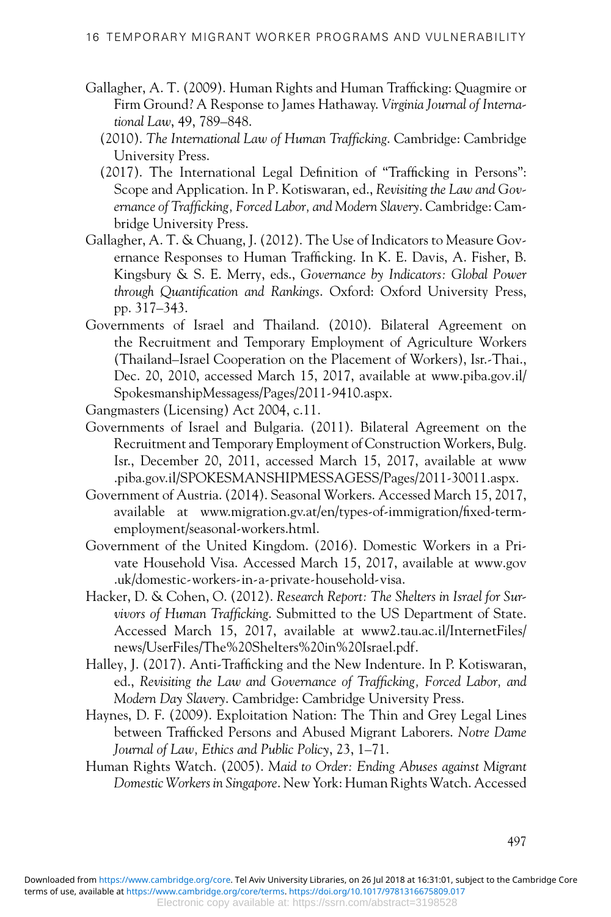Gallagher, A. T. (2009). Human Rights and Human Trafficking: Quagmire or Firm Ground? A Response to James Hathaway. *Virginia Journal of International Law*, 49, 789–848.

(2010). *The International Law of Human Trafficking*. Cambridge: Cambridge University Press.

(2017). The International Legal Definition of "Trafficking in Persons": Scope and Application. In P. Kotiswaran, ed., *Revisiting the Law and Governance of Trafficking, Forced Labor, and Modern Slavery*. Cambridge: Cambridge University Press.

Gallagher, A. T. & Chuang, J. (2012). The Use of Indicators to Measure Governance Responses to Human Trafficking. In K. E. Davis, A. Fisher, B. Kingsbury & S. E. Merry, eds., *Governance by Indicators: Global Power through Quantification and Rankings*. Oxford: Oxford University Press, pp. 317–343.

Governments of Israel and Thailand. (2010). Bilateral Agreement on the Recruitment and Temporary Employment of Agriculture Workers (Thailand–Israel Cooperation on the Placement of Workers), Isr.-Thai., Dec. 20, 2010, accessed March 15, 2017, available at www.piba.gov.il/SpokesmanshipMessagess/Pages/2011-9410.aspx.

Gangmasters (Licensing) Act 2004, c.11.

Governments of Israel and Bulgaria. (2011). Bilateral Agreement on the Recruitment and Temporary Employment of Construction Workers, Bulg. Isr., December 20, 2011, accessed March 15, 2017, available at www.piba.gov.il/SPOKESMANSHIPMESSAGESS/Pages/2011-30011.aspx.

Government of Austria. (2014). Seasonal Workers. Accessed March 15, 2017, available at www.migration.gv.at/en/types-of-immigration/fixed-term-employment/seasonal-workers.html.

Government of the United Kingdom. (2016). Domestic Workers in a Private Household Visa. Accessed March 15, 2017, available at www.gov.uk/domestic-workers-in-a-private-household-visa.

Hacker, D. & Cohen, O. (2012). *Research Report: The Shelters in Israel for Survivors of Human Trafficking*. Submitted to the US Department of State. Accessed March 15, 2017, available at www2.tau.ac.il/InternetFiles/news/UserFiles/The%20Shelters%20in%20Israel.pdf.

Halley, J. (2017). Anti-Trafficking and the New Indenture. In P. Kotiswaran, ed., *Revisiting the Law and Governance of Trafficking, Forced Labor, and Modern Day Slavery*. Cambridge: Cambridge University Press.

Haynes, D. F. (2009). Exploitation Nation: The Thin and Grey Legal Lines between Trafficked Persons and Abused Migrant Laborers. *Notre Dame Journal of Law, Ethics and Public Policy*, 23, 1–71.

Human Rights Watch. (2005). *Maid to Order: Ending Abuses against Migrant Domestic Workers in Singapore*. New York: Human Rights Watch. Accessed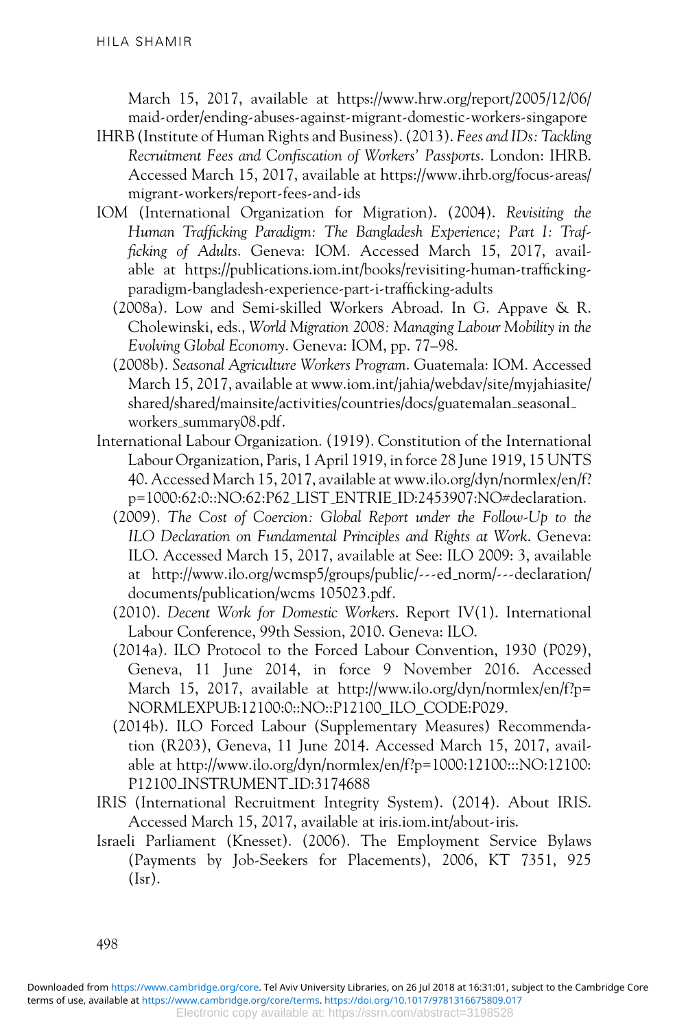March 15, 2017, available at https://www.hrw.org/report/2005/12/06/maid-order/ending-abuses-against-migrant-domestic-workers-singapore

IHRB (Institute of Human Rights and Business). (2013). *Fees and IDs: Tackling Recruitment Fees and Confiscation of Workers' Passports*. London: IHRB. Accessed March 15, 2017, available at https://www.ihrb.org/focus-areas/migrant-workers/report-fees-and-ids

IOM (International Organization for Migration). (2004). *Revisiting the Human Trafficking Paradigm: The Bangladesh Experience; Part I: Trafficking of Adults*. Geneva: IOM. Accessed March 15, 2017, available at https://publications.iom.int/books/revisiting-human-trafficking-paradigm-bangladesh-experience-part-i-trafficking-adults

(2008a). Low and Semi-skilled Workers Abroad. In G. Appave & R. Cholewinski, eds., *World Migration 2008: Managing Labour Mobility in the Evolving Global Economy*. Geneva: IOM, pp. 77–98.

(2008b). *Seasonal Agriculture Workers Program*. Guatemala: IOM. Accessed March 15, 2017, available at www.iom.int/jahia/webdav/site/myjahiasite/shared/shared/mainsite/activities/countries/docs/guatemalan_seasonal_workers_summary08.pdf.

International Labour Organization. (1919). Constitution of the International Labour Organization, Paris, 1 April 1919, in force 28 June 1919, 15 UNTS 40. Accessed March 15, 2017, available at www.ilo.org/dyn/normlex/en/f?p=1000:62:0::NO:62:P62_LIST_ENTRIE_ID:2453907:NO#declaration.

(2009). *The Cost of Coercion: Global Report under the Follow-Up to the ILO Declaration on Fundamental Principles and Rights at Work*. Geneva: ILO. Accessed March 15, 2017, available at See: ILO 2009: 3, available at http://www.ilo.org/wcmsp5/groups/public/---ed_norm/---declaration/documents/publication/wcms 105023.pdf.

(2010). *Decent Work for Domestic Workers*. Report IV(1). International Labour Conference, 99th Session, 2010. Geneva: ILO.

(2014a). ILO Protocol to the Forced Labour Convention, 1930 (P029), Geneva, 11 June 2014, in force 9 November 2016. Accessed March 15, 2017, available at http://www.ilo.org/dyn/normlex/en/f?p=NORMLEXPUB:12100:0::NO::P12100_ILO_CODE:P029.

(2014b). ILO Forced Labour (Supplementary Measures) Recommendation (R203), Geneva, 11 June 2014. Accessed March 15, 2017, available at http://www.ilo.org/dyn/normlex/en/f?p=1000:12100:::NO:12100:P12100_INSTRUMENT_ID:3174688

IRIS (International Recruitment Integrity System). (2014). About IRIS. Accessed March 15, 2017, available at iris.iom.int/about-iris.

Israeli Parliament (Knesset). (2006). The Employment Service Bylaws (Payments by Job-Seekers for Placements), 2006, KT 7351, 925 (Isr).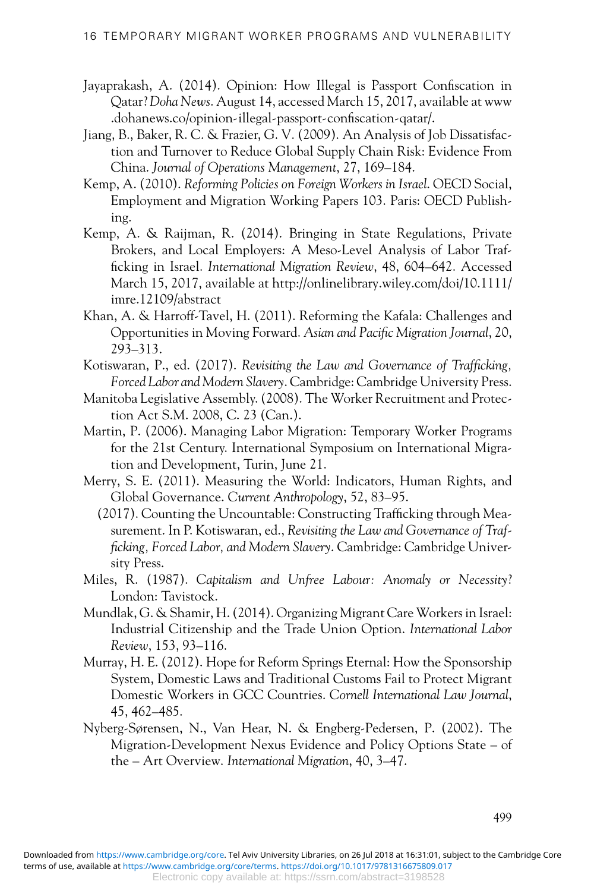Jayaprakash, A. (2014). Opinion: How Illegal is Passport Confiscation in Qatar? *Doha News*. August 14, accessed March 15, 2017, available at www.dohanews.co/opinion-illegal-passport-confiscation-qatar/.

Jiang, B., Baker, R. C. & Frazier, G. V. (2009). An Analysis of Job Dissatisfaction and Turnover to Reduce Global Supply Chain Risk: Evidence From China. *Journal of Operations Management*, 27, 169–184.

Kemp, A. (2010). *Reforming Policies on Foreign Workers in Israel*. OECD Social, Employment and Migration Working Papers 103. Paris: OECD Publishing.

Kemp, A. & Raijman, R. (2014). Bringing in State Regulations, Private Brokers, and Local Employers: A Meso-Level Analysis of Labor Trafficking in Israel. *International Migration Review*, 48, 604–642. Accessed March 15, 2017, available at http://onlinelibrary.wiley.com/doi/10.1111/imre.12109/abstract

Khan, A. & Harroff-Tavel, H. (2011). Reforming the Kafala: Challenges and Opportunities in Moving Forward. *Asian and Pacific Migration Journal*, 20, 293–313.

Kotiswaran, P., ed. (2017). *Revisiting the Law and Governance of Trafficking, Forced Labor and Modern Slavery*. Cambridge: Cambridge University Press.

Manitoba Legislative Assembly. (2008). The Worker Recruitment and Protection Act S.M. 2008, C. 23 (Can.).

Martin, P. (2006). Managing Labor Migration: Temporary Worker Programs for the 21st Century. International Symposium on International Migration and Development, Turin, June 21.

Merry, S. E. (2011). Measuring the World: Indicators, Human Rights, and Global Governance. *Current Anthropology*, 52, 83–95.

(2017). Counting the Uncountable: Constructing Trafficking through Measurement. In P. Kotiswaran, ed., *Revisiting the Law and Governance of Trafficking, Forced Labor, and Modern Slavery*. Cambridge: Cambridge University Press.

Miles, R. (1987). *Capitalism and Unfree Labour: Anomaly or Necessity?* London: Tavistock.

Mundlak, G. & Shamir, H. (2014). Organizing Migrant Care Workers in Israel: Industrial Citizenship and the Trade Union Option. *International Labor Review*, 153, 93–116.

Murray, H. E. (2012). Hope for Reform Springs Eternal: How the Sponsorship System, Domestic Laws and Traditional Customs Fail to Protect Migrant Domestic Workers in GCC Countries. *Cornell International Law Journal*, 45, 462–485.

Nyberg-Sørensen, N., Van Hear, N. & Engberg-Pedersen, P. (2002). The Migration-Development Nexus Evidence and Policy Options State – of the – Art Overview. *International Migration*, 40, 3–47.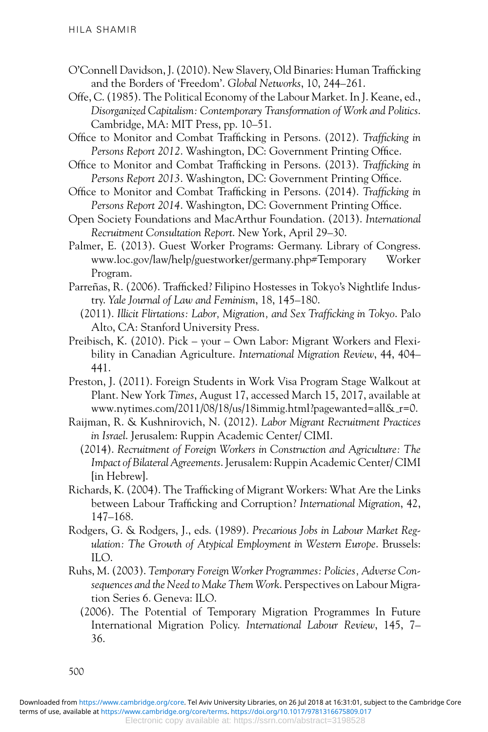O'Connell Davidson, J. (2010). New Slavery, Old Binaries: Human Trafficking and the Borders of 'Freedom'. *Global Networks*, 10, 244–261.

Offe, C. (1985). The Political Economy of the Labour Market. In J. Keane, ed., *Disorganized Capitalism: Contemporary Transformation of Work and Politics*. Cambridge, MA: MIT Press, pp. 10–51.

Office to Monitor and Combat Trafficking in Persons. (2012). *Trafficking in Persons Report 2012*. Washington, DC: Government Printing Office.

Office to Monitor and Combat Trafficking in Persons. (2013). *Trafficking in Persons Report 2013*. Washington, DC: Government Printing Office.

Office to Monitor and Combat Trafficking in Persons. (2014). *Trafficking in Persons Report 2014*. Washington, DC: Government Printing Office.

Open Society Foundations and MacArthur Foundation. (2013). *International Recruitment Consultation Report*. New York, April 29–30.

Palmer, E. (2013). Guest Worker Programs: Germany. Library of Congress. www.loc.gov/law/help/guestworker/germany.php#Temporary Worker Program.

Parreñas, R. (2006). Trafficked? Filipino Hostesses in Tokyo's Nightlife Industry. *Yale Journal of Law and Feminism*, 18, 145–180.

(2011). *Illicit Flirtations: Labor, Migration, and Sex Trafficking in Tokyo*. Palo Alto, CA: Stanford University Press.

Preibisch, K. (2010). Pick – your – Own Labor: Migrant Workers and Flexibility in Canadian Agriculture. *International Migration Review*, 44, 404–441.

Preston, J. (2011). Foreign Students in Work Visa Program Stage Walkout at Plant. New York *Times*, August 17, accessed March 15, 2017, available at www.nytimes.com/2011/08/18/us/18immig.html?pagewanted=all&_r=0.

Raijman, R. & Kushnirovich, N. (2012). *Labor Migrant Recruitment Practices in Israel*. Jerusalem: Ruppin Academic Center/ CIMI.

(2014). *Recruitment of Foreign Workers in Construction and Agriculture: The Impact of Bilateral Agreements*. Jerusalem: Ruppin Academic Center/ CIMI [in Hebrew].

Richards, K. (2004). The Trafficking of Migrant Workers: What Are the Links between Labour Trafficking and Corruption? *International Migration*, 42, 147–168.

Rodgers, G. & Rodgers, J., eds. (1989). *Precarious Jobs in Labour Market Regulation: The Growth of Atypical Employment in Western Europe*. Brussels: ILO.

Ruhs, M. (2003). *Temporary Foreign Worker Programmes: Policies, Adverse Consequences and the Need to Make Them Work*. Perspectives on Labour Migration Series 6. Geneva: ILO.

(2006). The Potential of Temporary Migration Programmes In Future International Migration Policy. *International Labour Review*, 145, 7–36.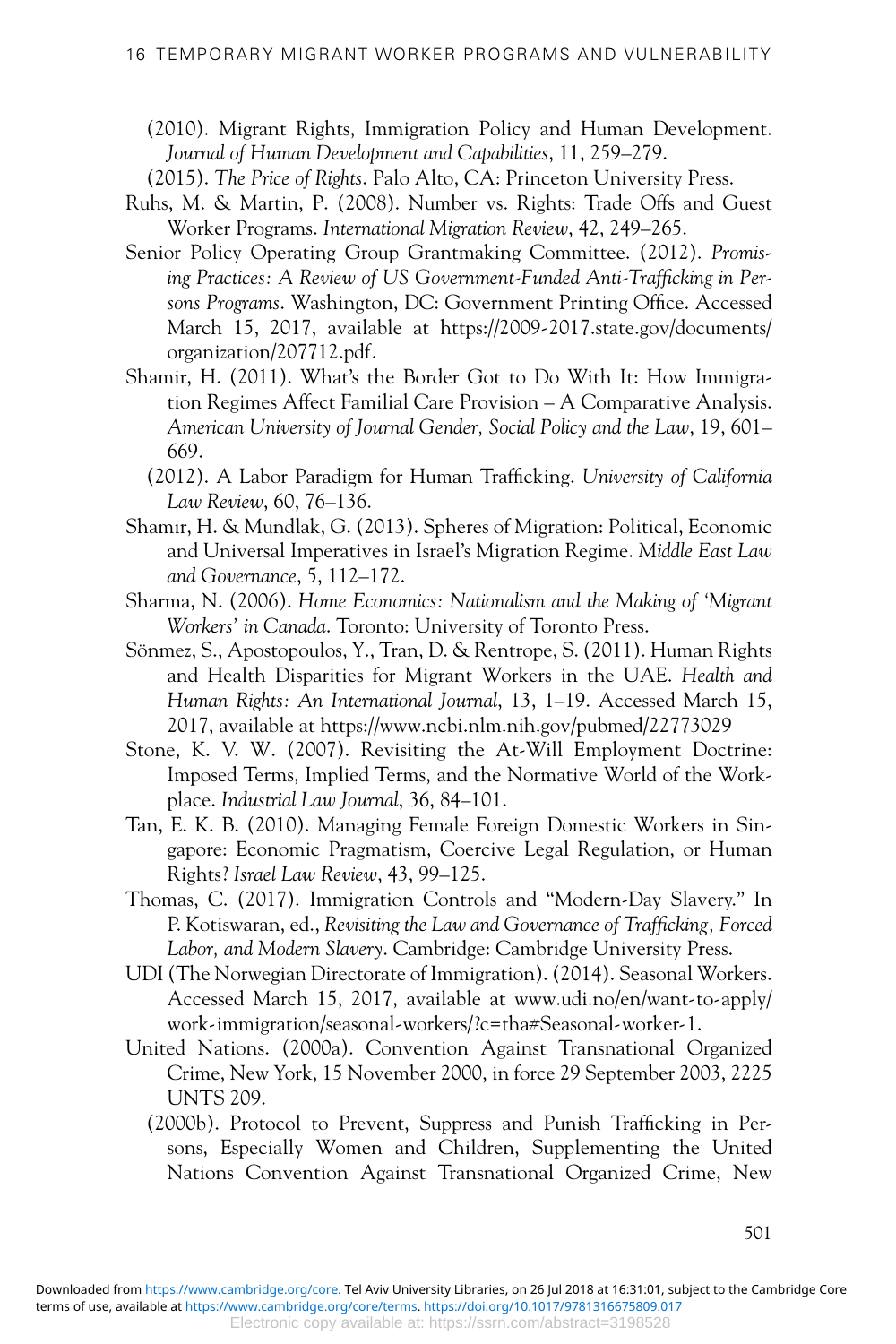(2010). Migrant Rights, Immigration Policy and Human Development. *Journal of Human Development and Capabilities*, 11, 259–279.

(2015). *The Price of Rights*. Palo Alto, CA: Princeton University Press.

Ruhs, M. & Martin, P. (2008). Number vs. Rights: Trade Offs and Guest Worker Programs. *International Migration Review*, 42, 249–265.

Senior Policy Operating Group Grantmaking Committee. (2012). *Promising Practices: A Review of US Government-Funded Anti-Trafficking in Persons Programs*. Washington, DC: Government Printing Office. Accessed March 15, 2017, available at https://2009-2017.state.gov/documents/organization/207712.pdf.

Shamir, H. (2011). What's the Border Got to Do With It: How Immigration Regimes Affect Familial Care Provision – A Comparative Analysis. *American University of Journal Gender, Social Policy and the Law*, 19, 601–669.

(2012). A Labor Paradigm for Human Trafficking. *University of California Law Review*, 60, 76–136.

Shamir, H. & Mundlak, G. (2013). Spheres of Migration: Political, Economic and Universal Imperatives in Israel's Migration Regime. *Middle East Law and Governance*, 5, 112–172.

Sharma, N. (2006). *Home Economics: Nationalism and the Making of 'Migrant Workers' in Canada*. Toronto: University of Toronto Press.

Sönmez, S., Apostopoulos, Y., Tran, D. & Rentrope, S. (2011). Human Rights and Health Disparities for Migrant Workers in the UAE. *Health and Human Rights: An International Journal*, 13, 1–19. Accessed March 15, 2017, available at https://www.ncbi.nlm.nih.gov/pubmed/22773029

Stone, K. V. W. (2007). Revisiting the At-Will Employment Doctrine: Imposed Terms, Implied Terms, and the Normative World of the Workplace. *Industrial Law Journal*, 36, 84–101.

Tan, E. K. B. (2010). Managing Female Foreign Domestic Workers in Singapore: Economic Pragmatism, Coercive Legal Regulation, or Human Rights? *Israel Law Review*, 43, 99–125.

Thomas, C. (2017). Immigration Controls and "Modern-Day Slavery." In P. Kotiswaran, ed., *Revisiting the Law and Governance of Trafficking, Forced Labor, and Modern Slavery*. Cambridge: Cambridge University Press.

UDI (The Norwegian Directorate of Immigration). (2014). Seasonal Workers. Accessed March 15, 2017, available at www.udi.no/en/want-to-apply/work-immigration/seasonal-workers/?c=tha#Seasonal-worker-1.

United Nations. (2000a). Convention Against Transnational Organized Crime, New York, 15 November 2000, in force 29 September 2003, 2225 UNTS 209.

(2000b). Protocol to Prevent, Suppress and Punish Trafficking in Persons, Especially Women and Children, Supplementing the United Nations Convention Against Transnational Organized Crime, New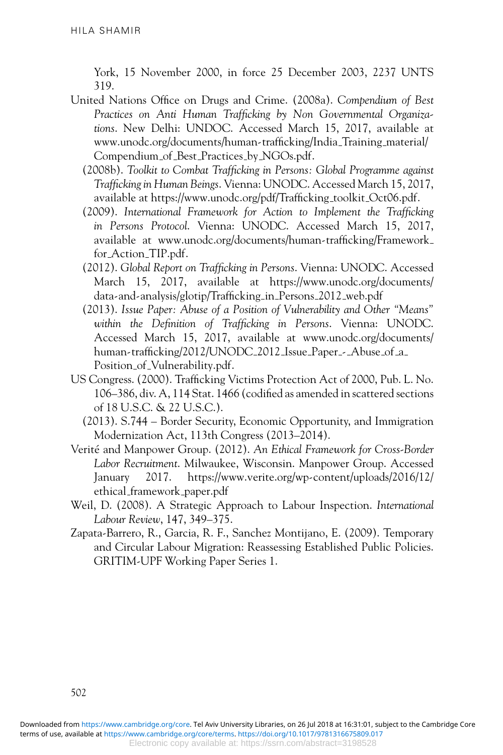York, 15 November 2000, in force 25 December 2003, 2237 UNTS 319.

United Nations Office on Drugs and Crime. (2008a). *Compendium of Best Practices on Anti Human Trafficking by Non Governmental Organizations*. New Delhi: UNDOC. Accessed March 15, 2017, available at www.unodc.org/documents/human-trafficking/India_Training_material/Compendium_of_Best_Practices_by_NGOs.pdf.

(2008b). *Toolkit to Combat Trafficking in Persons: Global Programme against Trafficking in Human Beings*. Vienna: UNODC. Accessed March 15, 2017, available at https://www.unodc.org/pdf/Trafficking_toolkit_Oct06.pdf.

(2009). *International Framework for Action to Implement the Trafficking in Persons Protocol*. Vienna: UNODC. Accessed March 15, 2017, available at www.unodc.org/documents/human-trafficking/Framework_for_Action_TIP.pdf.

(2012). *Global Report on Trafficking in Persons*. Vienna: UNODC. Accessed March 15, 2017, available at https://www.unodc.org/documents/data-and-analysis/glotip/Trafficking_in_Persons_2012_web.pdf

(2013). *Issue Paper: Abuse of a Position of Vulnerability and Other "Means" within the Definition of Trafficking in Persons*. Vienna: UNODC. Accessed March 15, 2017, available at www.unodc.org/documents/human-trafficking/2012/UNODC_2012_Issue_Paper_-_Abuse_of_a_Position_of_Vulnerability.pdf.

US Congress. (2000). Trafficking Victims Protection Act of 2000, Pub. L. No. 106–386, div. A, 114 Stat. 1466 (codified as amended in scattered sections of 18 U.S.C. & 22 U.S.C.).

(2013). S.744 – Border Security, Economic Opportunity, and Immigration Modernization Act, 113th Congress (2013–2014).

Verité and Manpower Group. (2012). *An Ethical Framework for Cross-Border Labor Recruitment*. Milwaukee, Wisconsin. Manpower Group. Accessed January 2017. https://www.verite.org/wp-content/uploads/2016/12/ethical_framework_paper.pdf

Weil, D. (2008). A Strategic Approach to Labour Inspection. *International Labour Review*, 147, 349–375.

Zapata-Barrero, R., Garcia, R. F., Sanchez Montijano, E. (2009). Temporary and Circular Labour Migration: Reassessing Established Public Policies. GRITIM-UPF Working Paper Series 1.